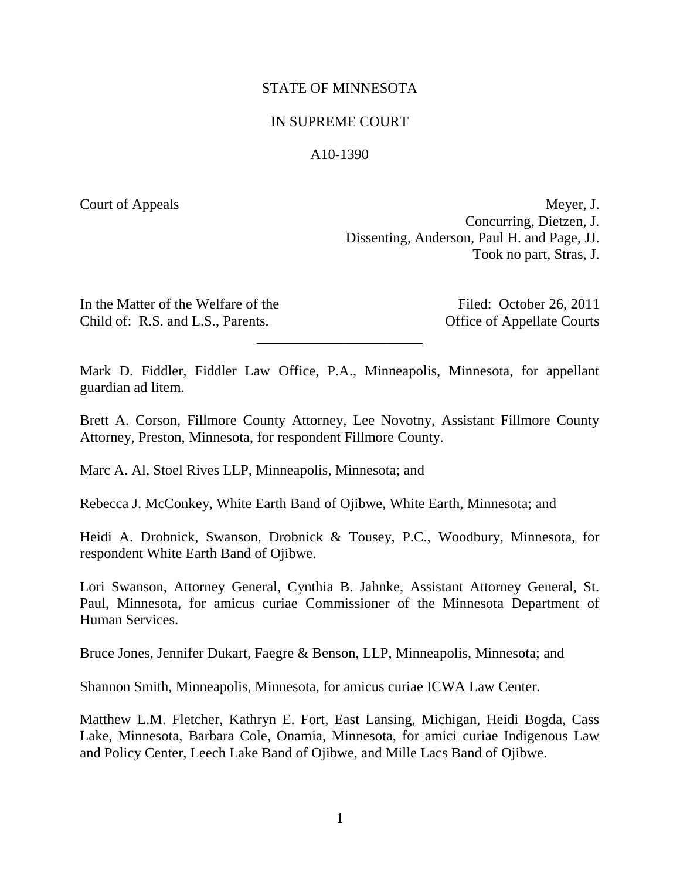STATE OF MINNESOTA

IN SUPREME COURT

A10-1390

Court of Appeals

Meyer, J.
Concurring, Dietzen, J.
Dissenting, Anderson, Paul H. and Page, JJ.
Took no part, Stras, J.

In the Matter of the Welfare of the Child of: R.S. and L.S., Parents.

Filed: October 26, 2011
Office of Appellate Courts

---

Mark D. Fiddler, Fiddler Law Office, P.A., Minneapolis, Minnesota, for appellant guardian ad litem.

Brett A. Corson, Fillmore County Attorney, Lee Novotny, Assistant Fillmore County Attorney, Preston, Minnesota, for respondent Fillmore County.

Marc A. Al, Stoel Rives LLP, Minneapolis, Minnesota; and

Rebecca J. McConkey, White Earth Band of Ojibwe, White Earth, Minnesota; and

Heidi A. Drobnick, Swanson, Drobnick & Tousey, P.C., Woodbury, Minnesota, for respondent White Earth Band of Ojibwe.

Lori Swanson, Attorney General, Cynthia B. Jahnke, Assistant Attorney General, St. Paul, Minnesota, for amicus curiae Commissioner of the Minnesota Department of Human Services.

Bruce Jones, Jennifer Dukart, Faegre & Benson, LLP, Minneapolis, Minnesota; and

Shannon Smith, Minneapolis, Minnesota, for amicus curiae ICWA Law Center.

Matthew L.M. Fletcher, Kathryn E. Fort, East Lansing, Michigan, Heidi Bogda, Cass Lake, Minnesota, Barbara Cole, Onamia, Minnesota, for amici curiae Indigenous Law and Policy Center, Leech Lake Band of Ojibwe, and Mille Lacs Band of Ojibwe.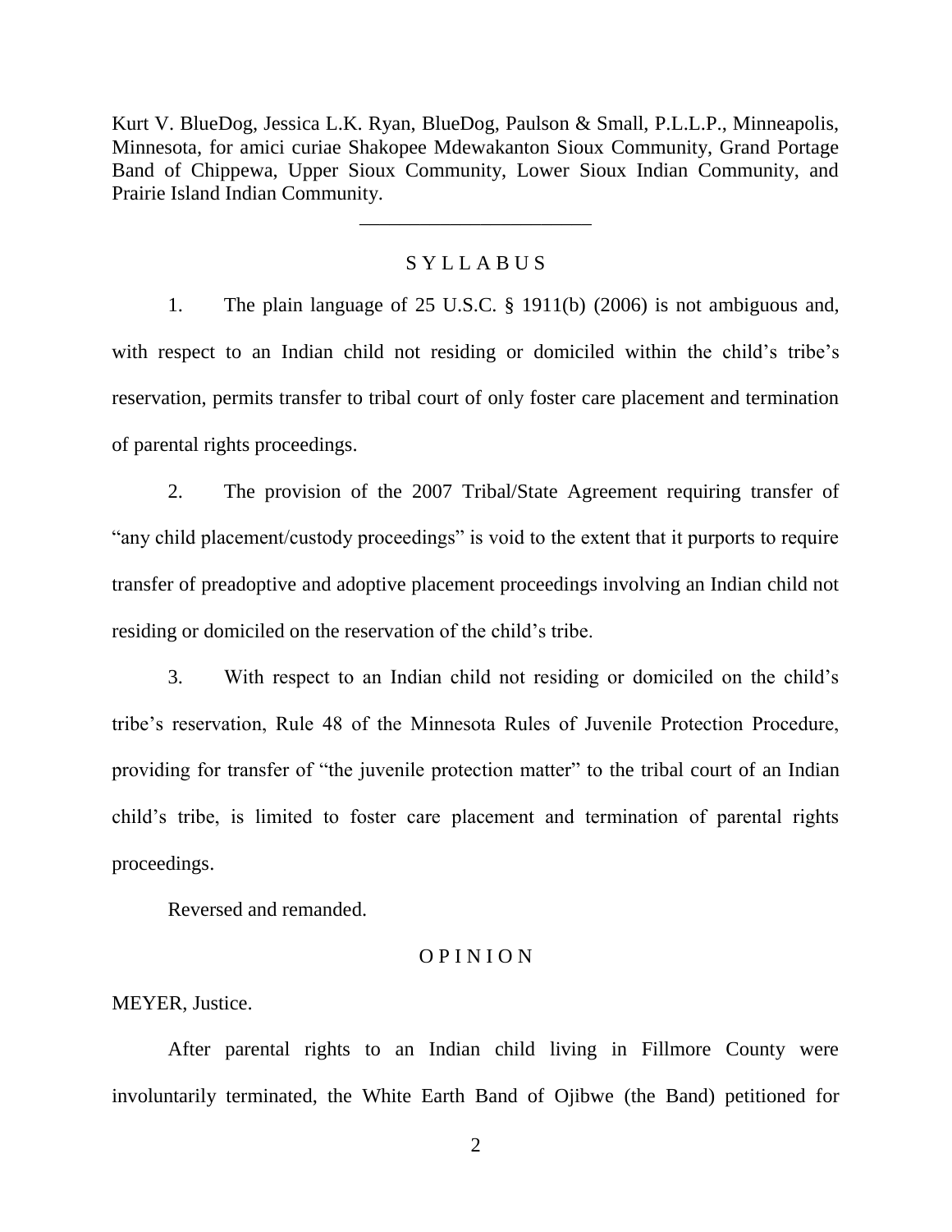Kurt V. BlueDog, Jessica L.K. Ryan, BlueDog, Paulson & Small, P.L.L.P., Minneapolis, Minnesota, for amici curiae Shakopee Mdewakanton Sioux Community, Grand Portage Band of Chippewa, Upper Sioux Community, Lower Sioux Indian Community, and Prairie Island Indian Community.

---

## S Y L L A B U S

1. The plain language of 25 U.S.C. § 1911(b) (2006) is not ambiguous and, with respect to an Indian child not residing or domiciled within the child's tribe's reservation, permits transfer to tribal court of only foster care placement and termination of parental rights proceedings.

2. The provision of the 2007 Tribal/State Agreement requiring transfer of "any child placement/custody proceedings" is void to the extent that it purports to require transfer of preadoptive and adoptive placement proceedings involving an Indian child not residing or domiciled on the reservation of the child's tribe.

3. With respect to an Indian child not residing or domiciled on the child's tribe's reservation, Rule 48 of the Minnesota Rules of Juvenile Protection Procedure, providing for transfer of "the juvenile protection matter" to the tribal court of an Indian child's tribe, is limited to foster care placement and termination of parental rights proceedings.

Reversed and remanded.

## O P I N I O N

MEYER, Justice.

After parental rights to an Indian child living in Fillmore County were involuntarily terminated, the White Earth Band of Ojibwe (the Band) petitioned for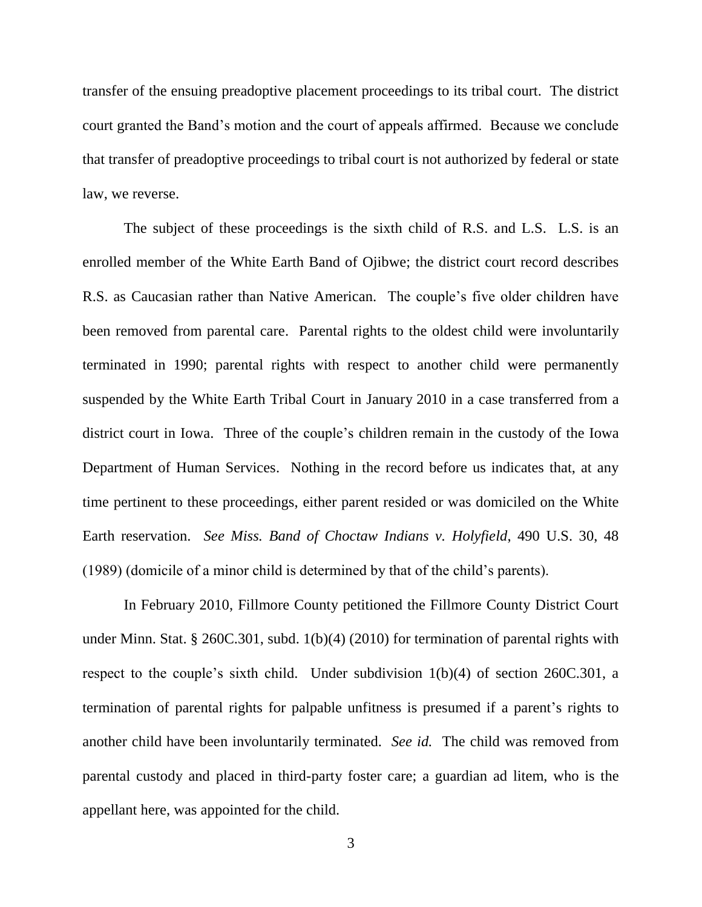transfer of the ensuing preadoptive placement proceedings to its tribal court. The district court granted the Band's motion and the court of appeals affirmed. Because we conclude that transfer of preadoptive proceedings to tribal court is not authorized by federal or state law, we reverse.

The subject of these proceedings is the sixth child of R.S. and L.S. L.S. is an enrolled member of the White Earth Band of Ojibwe; the district court record describes R.S. as Caucasian rather than Native American. The couple's five older children have been removed from parental care. Parental rights to the oldest child were involuntarily terminated in 1990; parental rights with respect to another child were permanently suspended by the White Earth Tribal Court in January 2010 in a case transferred from a district court in Iowa. Three of the couple's children remain in the custody of the Iowa Department of Human Services. Nothing in the record before us indicates that, at any time pertinent to these proceedings, either parent resided or was domiciled on the White Earth reservation. *See Miss. Band of Choctaw Indians v. Holyfield*, 490 U.S. 30, 48 (1989) (domicile of a minor child is determined by that of the child's parents).

In February 2010, Fillmore County petitioned the Fillmore County District Court under Minn. Stat. § 260C.301, subd. 1(b)(4) (2010) for termination of parental rights with respect to the couple's sixth child. Under subdivision 1(b)(4) of section 260C.301, a termination of parental rights for palpable unfitness is presumed if a parent's rights to another child have been involuntarily terminated. *See id.* The child was removed from parental custody and placed in third-party foster care; a guardian ad litem, who is the appellant here, was appointed for the child.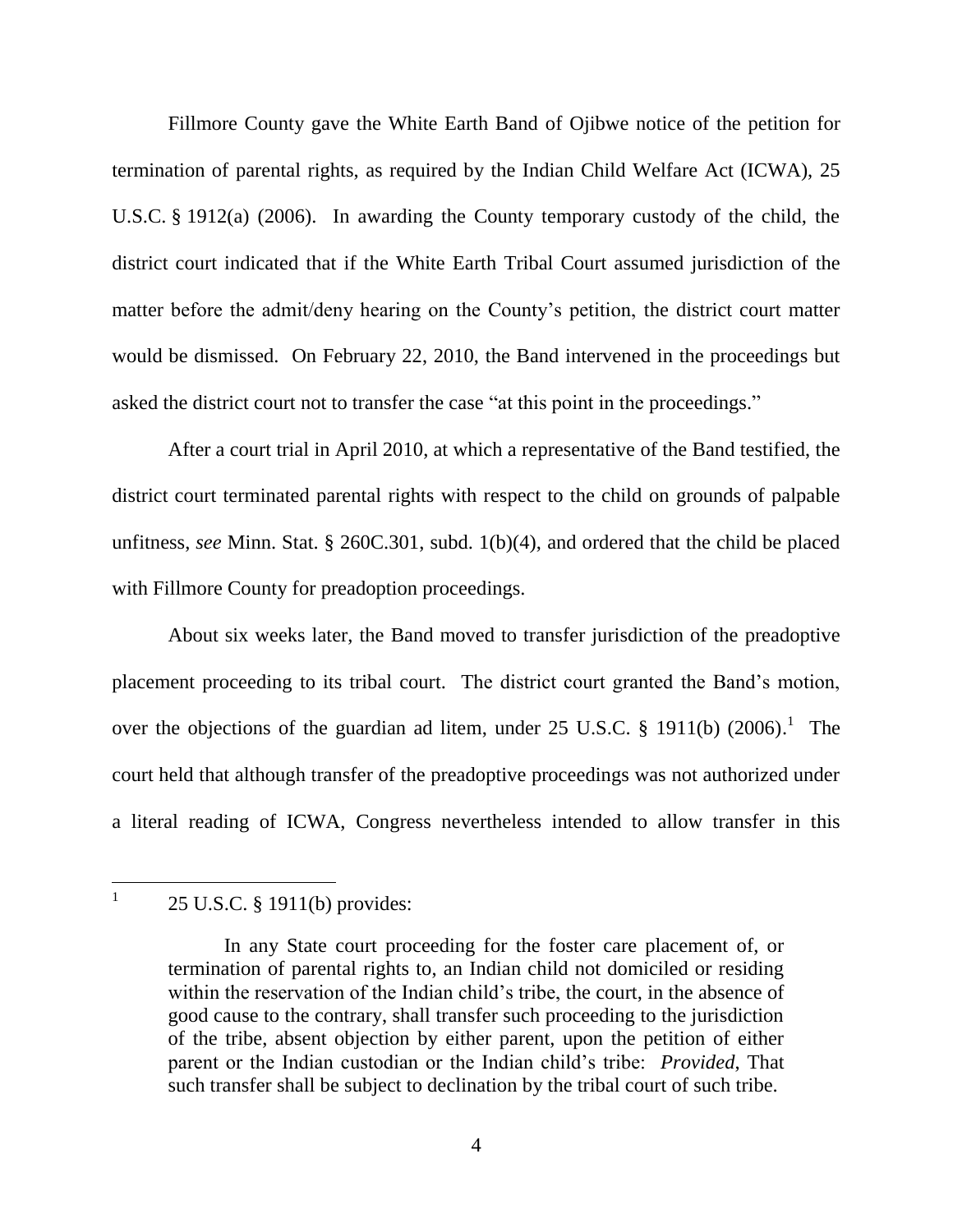Fillmore County gave the White Earth Band of Ojibwe notice of the petition for termination of parental rights, as required by the Indian Child Welfare Act (ICWA), 25 U.S.C. § 1912(a) (2006). In awarding the County temporary custody of the child, the district court indicated that if the White Earth Tribal Court assumed jurisdiction of the matter before the admit/deny hearing on the County's petition, the district court matter would be dismissed. On February 22, 2010, the Band intervened in the proceedings but asked the district court not to transfer the case "at this point in the proceedings."

After a court trial in April 2010, at which a representative of the Band testified, the district court terminated parental rights with respect to the child on grounds of palpable unfitness, *see* Minn. Stat. § 260C.301, subd. 1(b)(4), and ordered that the child be placed with Fillmore County for preadoption proceedings.

About six weeks later, the Band moved to transfer jurisdiction of the preadoptive placement proceeding to its tribal court. The district court granted the Band's motion, over the objections of the guardian ad litem, under 25 U.S.C. § 1911(b) (2006).[1] The court held that although transfer of the preadoptive proceedings was not authorized under a literal reading of ICWA, Congress nevertheless intended to allow transfer in this

---

[1] 25 U.S.C. § 1911(b) provides:

> In any State court proceeding for the foster care placement of, or termination of parental rights to, an Indian child not domiciled or residing within the reservation of the Indian child's tribe, the court, in the absence of good cause to the contrary, shall transfer such proceeding to the jurisdiction of the tribe, absent objection by either parent, upon the petition of either parent or the Indian custodian or the Indian child's tribe: *Provided*, That such transfer shall be subject to declination by the tribal court of such tribe.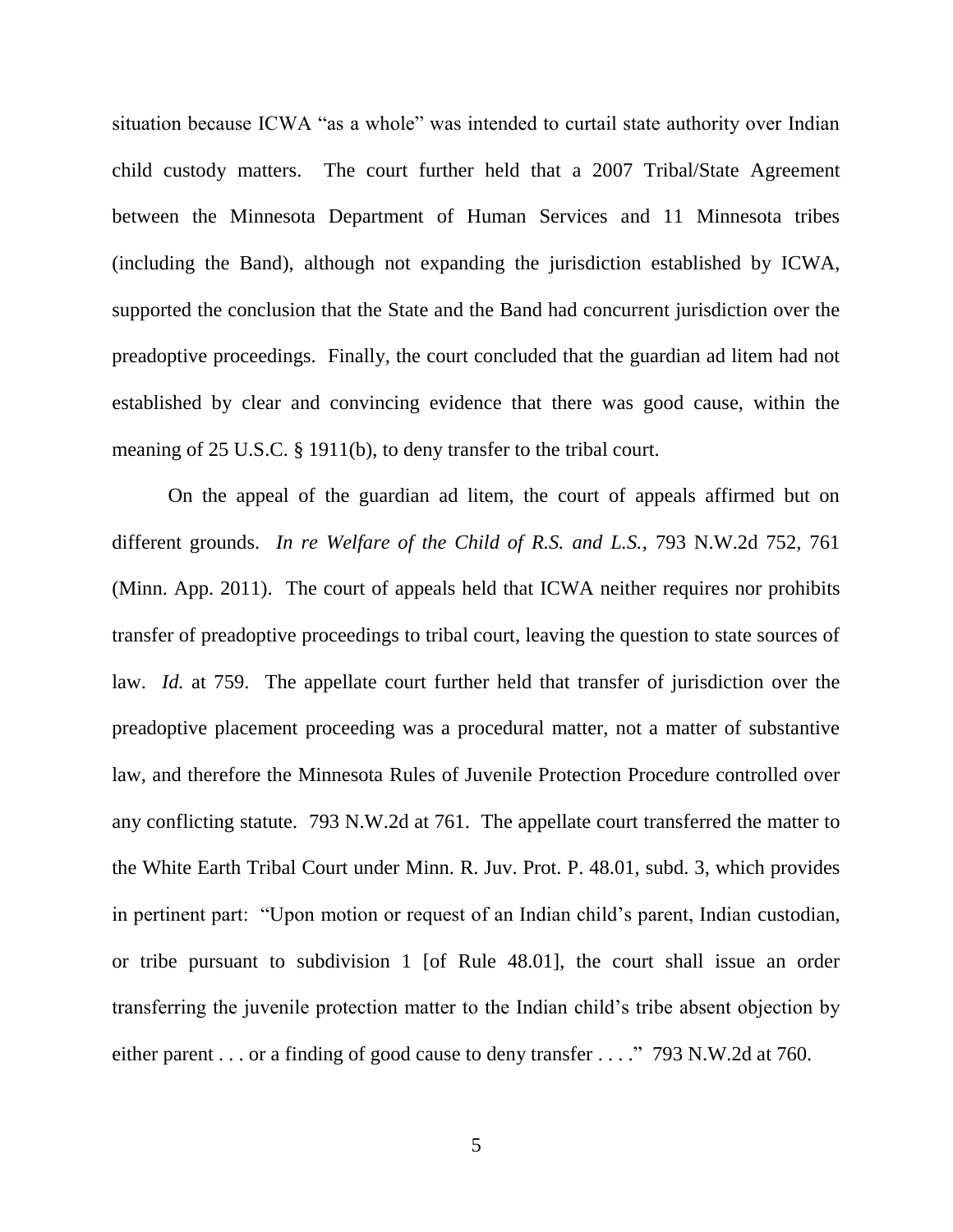situation because ICWA "as a whole" was intended to curtail state authority over Indian child custody matters. The court further held that a 2007 Tribal/State Agreement between the Minnesota Department of Human Services and 11 Minnesota tribes (including the Band), although not expanding the jurisdiction established by ICWA, supported the conclusion that the State and the Band had concurrent jurisdiction over the preadoptive proceedings. Finally, the court concluded that the guardian ad litem had not established by clear and convincing evidence that there was good cause, within the meaning of 25 U.S.C. § 1911(b), to deny transfer to the tribal court.

On the appeal of the guardian ad litem, the court of appeals affirmed but on different grounds. *In re Welfare of the Child of R.S. and L.S.*, 793 N.W.2d 752, 761 (Minn. App. 2011). The court of appeals held that ICWA neither requires nor prohibits transfer of preadoptive proceedings to tribal court, leaving the question to state sources of law. *Id.* at 759. The appellate court further held that transfer of jurisdiction over the preadoptive placement proceeding was a procedural matter, not a matter of substantive law, and therefore the Minnesota Rules of Juvenile Protection Procedure controlled over any conflicting statute. 793 N.W.2d at 761. The appellate court transferred the matter to the White Earth Tribal Court under Minn. R. Juv. Prot. P. 48.01, subd. 3, which provides in pertinent part: "Upon motion or request of an Indian child's parent, Indian custodian, or tribe pursuant to subdivision 1 [of Rule 48.01], the court shall issue an order transferring the juvenile protection matter to the Indian child's tribe absent objection by either parent . . . or a finding of good cause to deny transfer . . . ." 793 N.W.2d at 760.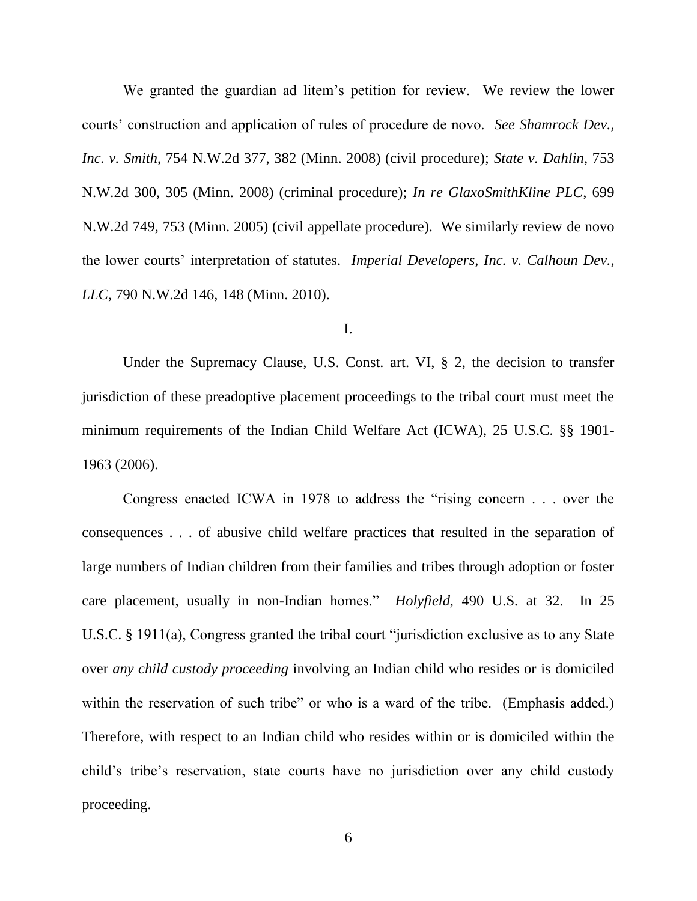We granted the guardian ad litem's petition for review. We review the lower courts' construction and application of rules of procedure de novo. *See Shamrock Dev., Inc. v. Smith*, 754 N.W.2d 377, 382 (Minn. 2008) (civil procedure); *State v. Dahlin*, 753 N.W.2d 300, 305 (Minn. 2008) (criminal procedure); *In re GlaxoSmithKline PLC*, 699 N.W.2d 749, 753 (Minn. 2005) (civil appellate procedure). We similarly review de novo the lower courts' interpretation of statutes. *Imperial Developers, Inc. v. Calhoun Dev., LLC*, 790 N.W.2d 146, 148 (Minn. 2010).

I.

Under the Supremacy Clause, U.S. Const. art. VI, § 2, the decision to transfer jurisdiction of these preadoptive placement proceedings to the tribal court must meet the minimum requirements of the Indian Child Welfare Act (ICWA), 25 U.S.C. §§ 1901-1963 (2006).

Congress enacted ICWA in 1978 to address the "rising concern . . . over the consequences . . . of abusive child welfare practices that resulted in the separation of large numbers of Indian children from their families and tribes through adoption or foster care placement, usually in non-Indian homes." *Holyfield*, 490 U.S. at 32. In 25 U.S.C. § 1911(a), Congress granted the tribal court "jurisdiction exclusive as to any State over *any child custody proceeding* involving an Indian child who resides or is domiciled within the reservation of such tribe" or who is a ward of the tribe. (Emphasis added.) Therefore, with respect to an Indian child who resides within or is domiciled within the child's tribe's reservation, state courts have no jurisdiction over any child custody proceeding.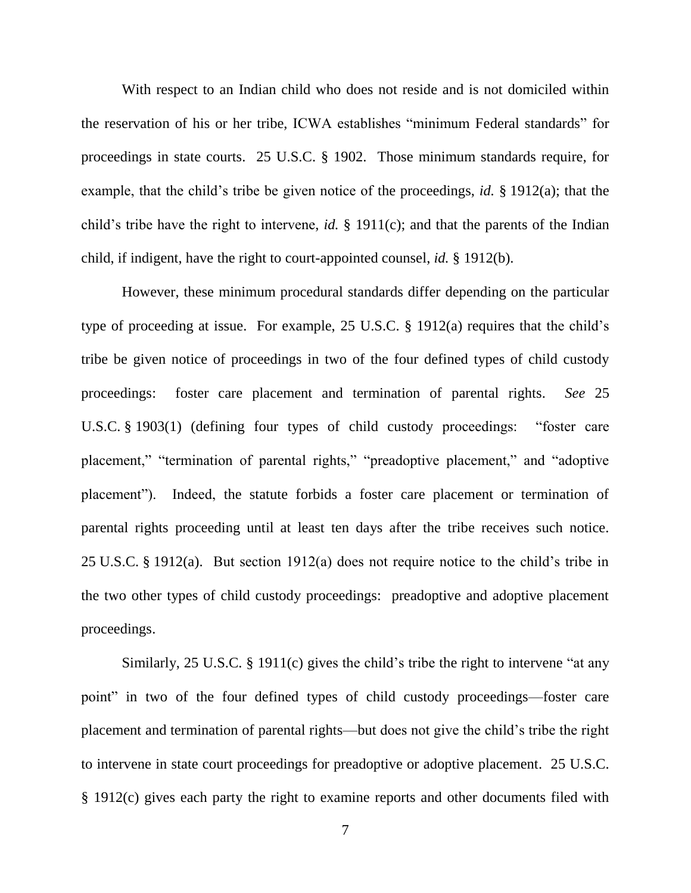With respect to an Indian child who does not reside and is not domiciled within the reservation of his or her tribe, ICWA establishes "minimum Federal standards" for proceedings in state courts. 25 U.S.C. § 1902. Those minimum standards require, for example, that the child's tribe be given notice of the proceedings, *id.* § 1912(a); that the child's tribe have the right to intervene, *id.* § 1911(c); and that the parents of the Indian child, if indigent, have the right to court-appointed counsel, *id.* § 1912(b).

However, these minimum procedural standards differ depending on the particular type of proceeding at issue. For example, 25 U.S.C. § 1912(a) requires that the child's tribe be given notice of proceedings in two of the four defined types of child custody proceedings: foster care placement and termination of parental rights. *See* 25 U.S.C. § 1903(1) (defining four types of child custody proceedings: "foster care placement," "termination of parental rights," "preadoptive placement," and "adoptive placement"). Indeed, the statute forbids a foster care placement or termination of parental rights proceeding until at least ten days after the tribe receives such notice. 25 U.S.C. § 1912(a). But section 1912(a) does not require notice to the child's tribe in the two other types of child custody proceedings: preadoptive and adoptive placement proceedings.

Similarly, 25 U.S.C. § 1911(c) gives the child's tribe the right to intervene "at any point" in two of the four defined types of child custody proceedings—foster care placement and termination of parental rights—but does not give the child's tribe the right to intervene in state court proceedings for preadoptive or adoptive placement. 25 U.S.C. § 1912(c) gives each party the right to examine reports and other documents filed with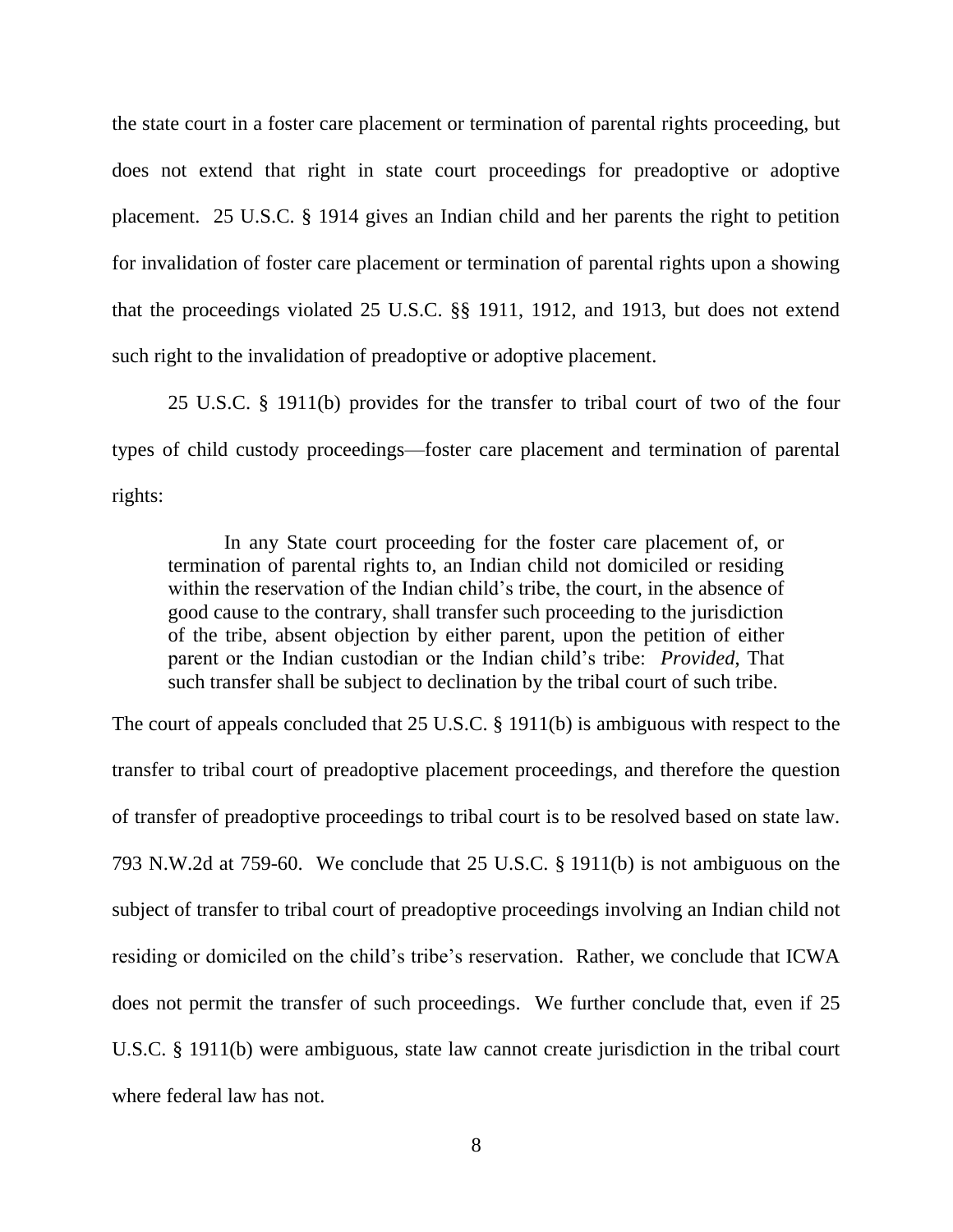the state court in a foster care placement or termination of parental rights proceeding, but does not extend that right in state court proceedings for preadoptive or adoptive placement. 25 U.S.C. § 1914 gives an Indian child and her parents the right to petition for invalidation of foster care placement or termination of parental rights upon a showing that the proceedings violated 25 U.S.C. §§ 1911, 1912, and 1913, but does not extend such right to the invalidation of preadoptive or adoptive placement.

25 U.S.C. § 1911(b) provides for the transfer to tribal court of two of the four types of child custody proceedings—foster care placement and termination of parental rights:

> In any State court proceeding for the foster care placement of, or termination of parental rights to, an Indian child not domiciled or residing within the reservation of the Indian child's tribe, the court, in the absence of good cause to the contrary, shall transfer such proceeding to the jurisdiction of the tribe, absent objection by either parent, upon the petition of either parent or the Indian custodian or the Indian child's tribe: *Provided*, That such transfer shall be subject to declination by the tribal court of such tribe.

The court of appeals concluded that 25 U.S.C. § 1911(b) is ambiguous with respect to the transfer to tribal court of preadoptive placement proceedings, and therefore the question of transfer of preadoptive proceedings to tribal court is to be resolved based on state law. 793 N.W.2d at 759-60. We conclude that 25 U.S.C. § 1911(b) is not ambiguous on the subject of transfer to tribal court of preadoptive proceedings involving an Indian child not residing or domiciled on the child's tribe's reservation. Rather, we conclude that ICWA does not permit the transfer of such proceedings. We further conclude that, even if 25 U.S.C. § 1911(b) were ambiguous, state law cannot create jurisdiction in the tribal court where federal law has not.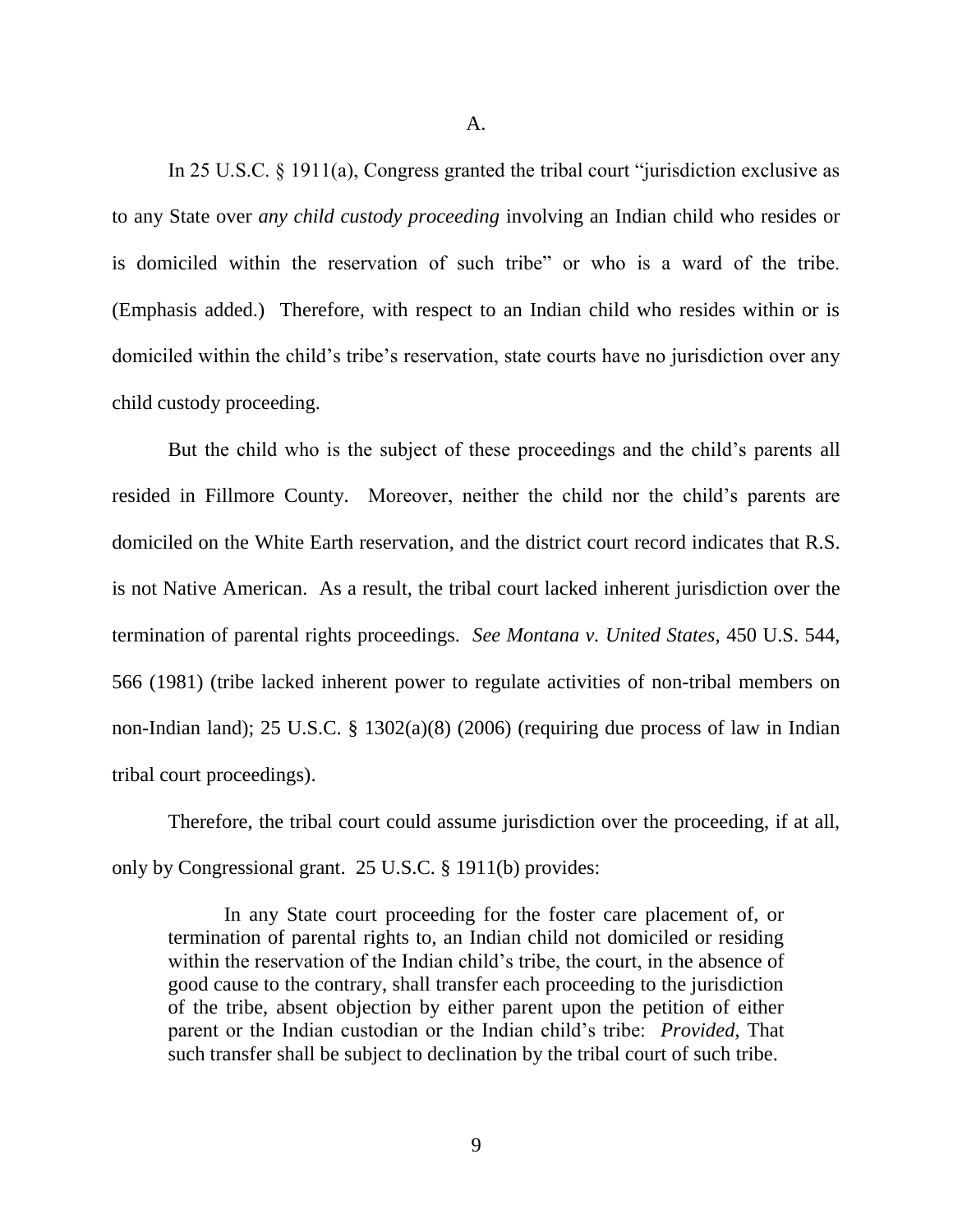A.

In 25 U.S.C. § 1911(a), Congress granted the tribal court "jurisdiction exclusive as to any State over *any child custody proceeding* involving an Indian child who resides or is domiciled within the reservation of such tribe" or who is a ward of the tribe. (Emphasis added.) Therefore, with respect to an Indian child who resides within or is domiciled within the child's tribe's reservation, state courts have no jurisdiction over any child custody proceeding.

But the child who is the subject of these proceedings and the child's parents all resided in Fillmore County. Moreover, neither the child nor the child's parents are domiciled on the White Earth reservation, and the district court record indicates that R.S. is not Native American. As a result, the tribal court lacked inherent jurisdiction over the termination of parental rights proceedings. *See Montana v. United States*, 450 U.S. 544, 566 (1981) (tribe lacked inherent power to regulate activities of non-tribal members on non-Indian land); 25 U.S.C. § 1302(a)(8) (2006) (requiring due process of law in Indian tribal court proceedings).

Therefore, the tribal court could assume jurisdiction over the proceeding, if at all, only by Congressional grant. 25 U.S.C. § 1911(b) provides:

> In any State court proceeding for the foster care placement of, or termination of parental rights to, an Indian child not domiciled or residing within the reservation of the Indian child's tribe, the court, in the absence of good cause to the contrary, shall transfer each proceeding to the jurisdiction of the tribe, absent objection by either parent upon the petition of either parent or the Indian custodian or the Indian child's tribe: *Provided*, That such transfer shall be subject to declination by the tribal court of such tribe.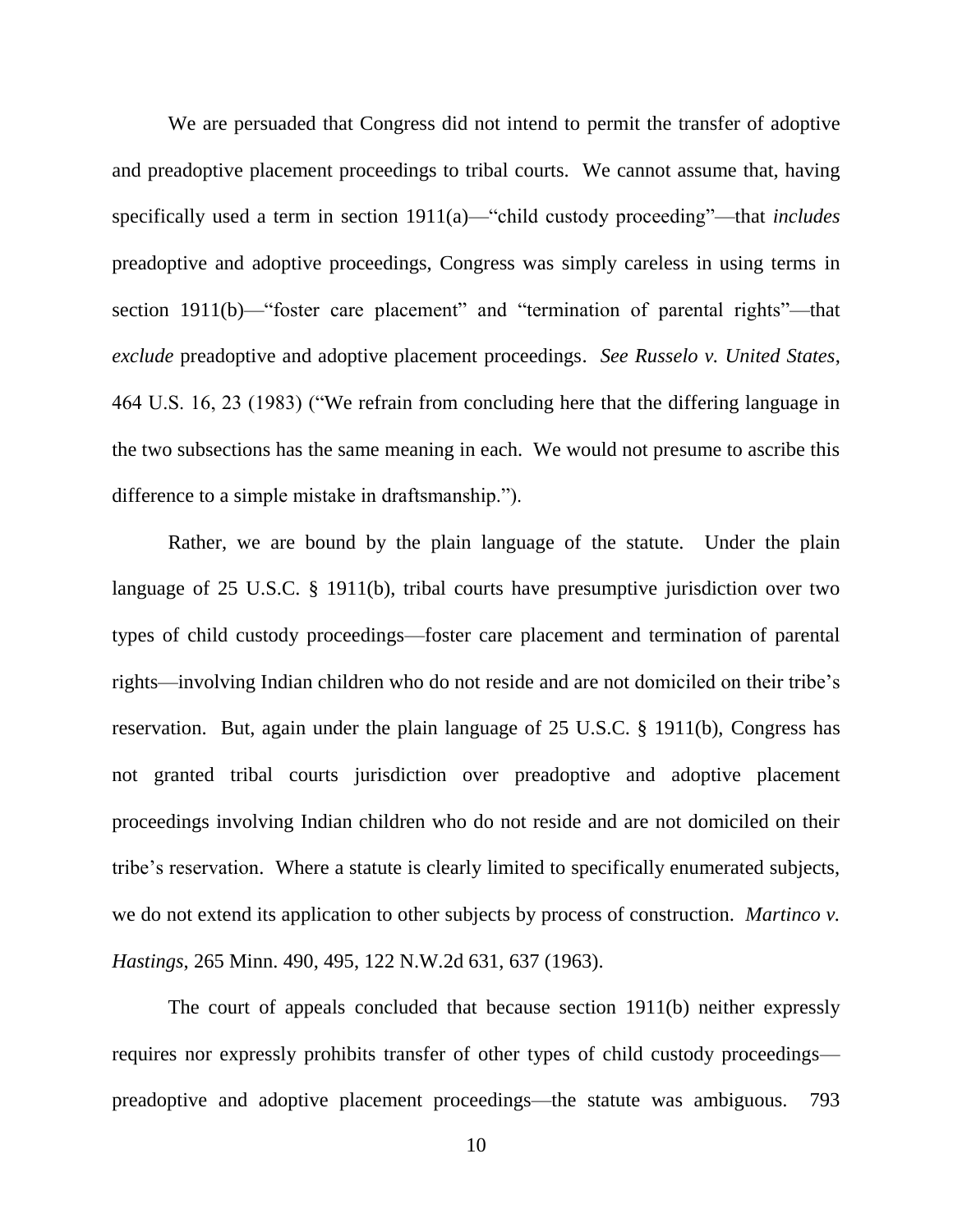We are persuaded that Congress did not intend to permit the transfer of adoptive and preadoptive placement proceedings to tribal courts. We cannot assume that, having specifically used a term in section 1911(a)—"child custody proceeding"—that *includes* preadoptive and adoptive proceedings, Congress was simply careless in using terms in section 1911(b)—"foster care placement" and "termination of parental rights"—that *exclude* preadoptive and adoptive placement proceedings. *See Russelo v. United States*, 464 U.S. 16, 23 (1983) ("We refrain from concluding here that the differing language in the two subsections has the same meaning in each. We would not presume to ascribe this difference to a simple mistake in draftsmanship.").

Rather, we are bound by the plain language of the statute. Under the plain language of 25 U.S.C. § 1911(b), tribal courts have presumptive jurisdiction over two types of child custody proceedings—foster care placement and termination of parental rights—involving Indian children who do not reside and are not domiciled on their tribe's reservation. But, again under the plain language of 25 U.S.C. § 1911(b), Congress has not granted tribal courts jurisdiction over preadoptive and adoptive placement proceedings involving Indian children who do not reside and are not domiciled on their tribe's reservation. Where a statute is clearly limited to specifically enumerated subjects, we do not extend its application to other subjects by process of construction. *Martinco v. Hastings*, 265 Minn. 490, 495, 122 N.W.2d 631, 637 (1963).

The court of appeals concluded that because section 1911(b) neither expressly requires nor expressly prohibits transfer of other types of child custody proceedings—preadoptive and adoptive placement proceedings—the statute was ambiguous. 793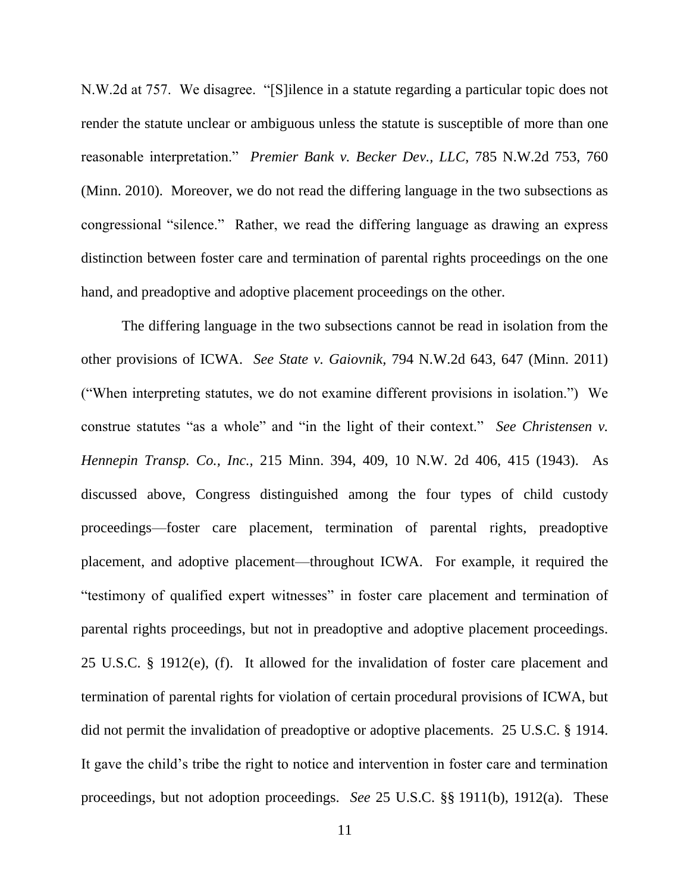N.W.2d at 757. We disagree. "[S]ilence in a statute regarding a particular topic does not render the statute unclear or ambiguous unless the statute is susceptible of more than one reasonable interpretation." *Premier Bank v. Becker Dev., LLC*, 785 N.W.2d 753, 760 (Minn. 2010). Moreover, we do not read the differing language in the two subsections as congressional "silence." Rather, we read the differing language as drawing an express distinction between foster care and termination of parental rights proceedings on the one hand, and preadoptive and adoptive placement proceedings on the other.

The differing language in the two subsections cannot be read in isolation from the other provisions of ICWA. *See State v. Gaiovnik*, 794 N.W.2d 643, 647 (Minn. 2011) ("When interpreting statutes, we do not examine different provisions in isolation.") We construe statutes "as a whole" and "in the light of their context." *See Christensen v. Hennepin Transp. Co., Inc.*, 215 Minn. 394, 409, 10 N.W. 2d 406, 415 (1943). As discussed above, Congress distinguished among the four types of child custody proceedings—foster care placement, termination of parental rights, preadoptive placement, and adoptive placement—throughout ICWA. For example, it required the "testimony of qualified expert witnesses" in foster care placement and termination of parental rights proceedings, but not in preadoptive and adoptive placement proceedings. 25 U.S.C. § 1912(e), (f). It allowed for the invalidation of foster care placement and termination of parental rights for violation of certain procedural provisions of ICWA, but did not permit the invalidation of preadoptive or adoptive placements. 25 U.S.C. § 1914. It gave the child's tribe the right to notice and intervention in foster care and termination proceedings, but not adoption proceedings. *See* 25 U.S.C. §§ 1911(b), 1912(a). These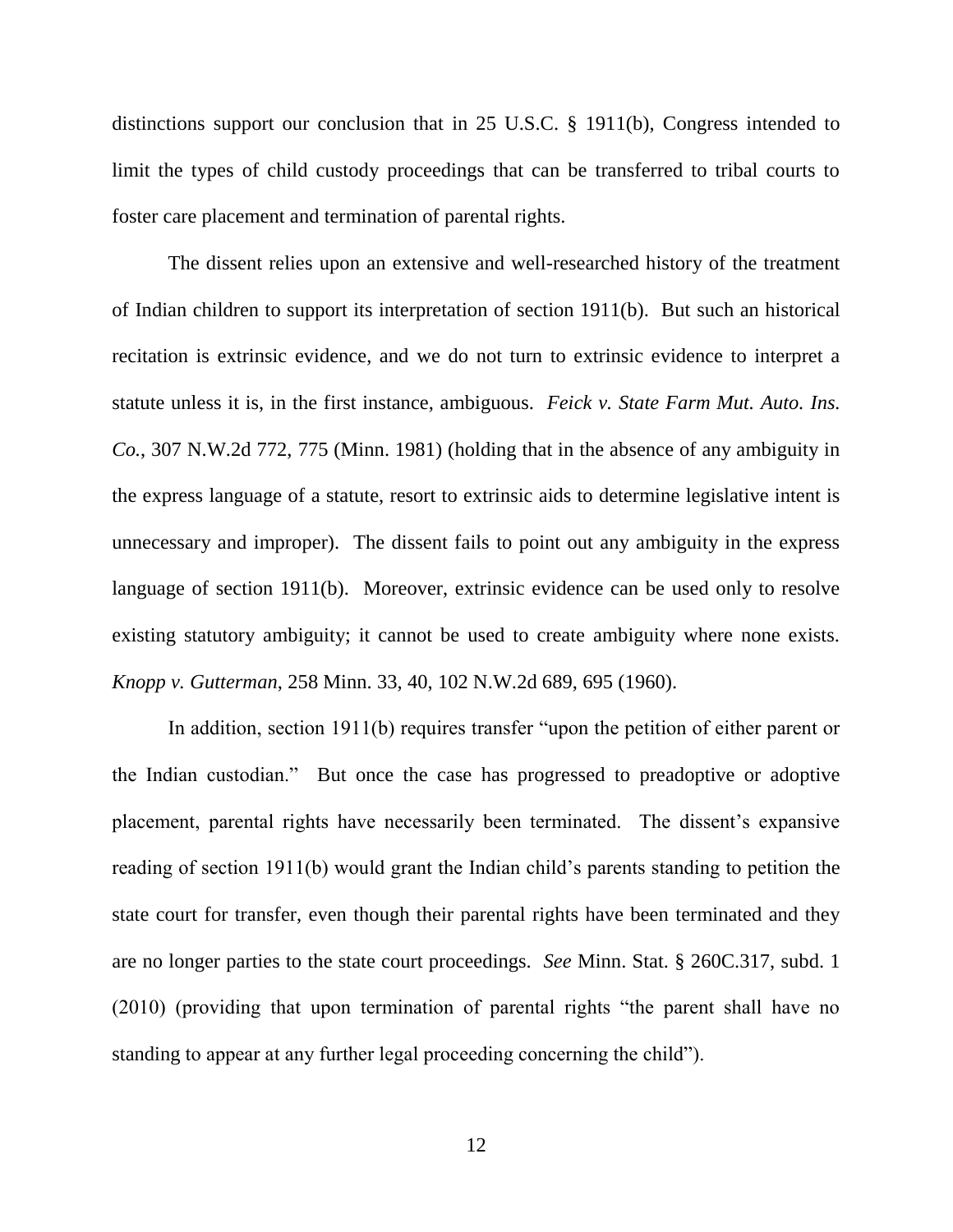distinctions support our conclusion that in 25 U.S.C. § 1911(b), Congress intended to limit the types of child custody proceedings that can be transferred to tribal courts to foster care placement and termination of parental rights.

The dissent relies upon an extensive and well-researched history of the treatment of Indian children to support its interpretation of section 1911(b). But such an historical recitation is extrinsic evidence, and we do not turn to extrinsic evidence to interpret a statute unless it is, in the first instance, ambiguous. *Feick v. State Farm Mut. Auto. Ins. Co.*, 307 N.W.2d 772, 775 (Minn. 1981) (holding that in the absence of any ambiguity in the express language of a statute, resort to extrinsic aids to determine legislative intent is unnecessary and improper). The dissent fails to point out any ambiguity in the express language of section 1911(b). Moreover, extrinsic evidence can be used only to resolve existing statutory ambiguity; it cannot be used to create ambiguity where none exists. *Knopp v. Gutterman*, 258 Minn. 33, 40, 102 N.W.2d 689, 695 (1960).

In addition, section 1911(b) requires transfer "upon the petition of either parent or the Indian custodian." But once the case has progressed to preadoptive or adoptive placement, parental rights have necessarily been terminated. The dissent's expansive reading of section 1911(b) would grant the Indian child's parents standing to petition the state court for transfer, even though their parental rights have been terminated and they are no longer parties to the state court proceedings. *See* Minn. Stat. § 260C.317, subd. 1 (2010) (providing that upon termination of parental rights "the parent shall have no standing to appear at any further legal proceeding concerning the child").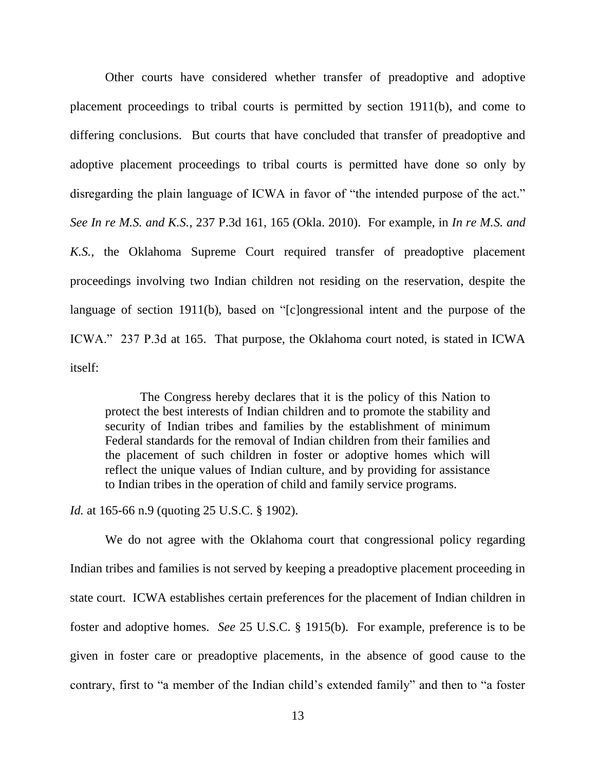Other courts have considered whether transfer of preadoptive and adoptive placement proceedings to tribal courts is permitted by section 1911(b), and come to differing conclusions. But courts that have concluded that transfer of preadoptive and adoptive placement proceedings to tribal courts is permitted have done so only by disregarding the plain language of ICWA in favor of "the intended purpose of the act." *See In re M.S. and K.S.*, 237 P.3d 161, 165 (Okla. 2010). For example, in *In re M.S. and K.S.*, the Oklahoma Supreme Court required transfer of preadoptive placement proceedings involving two Indian children not residing on the reservation, despite the language of section 1911(b), based on "[c]ongressional intent and the purpose of the ICWA." 237 P.3d at 165. That purpose, the Oklahoma court noted, is stated in ICWA itself:

> The Congress hereby declares that it is the policy of this Nation to protect the best interests of Indian children and to promote the stability and security of Indian tribes and families by the establishment of minimum Federal standards for the removal of Indian children from their families and the placement of such children in foster or adoptive homes which will reflect the unique values of Indian culture, and by providing for assistance to Indian tribes in the operation of child and family service programs.

*Id.* at 165-66 n.9 (quoting 25 U.S.C. § 1902).

We do not agree with the Oklahoma court that congressional policy regarding Indian tribes and families is not served by keeping a preadoptive placement proceeding in state court. ICWA establishes certain preferences for the placement of Indian children in foster and adoptive homes. *See* 25 U.S.C. § 1915(b). For example, preference is to be given in foster care or preadoptive placements, in the absence of good cause to the contrary, first to "a member of the Indian child's extended family" and then to "a foster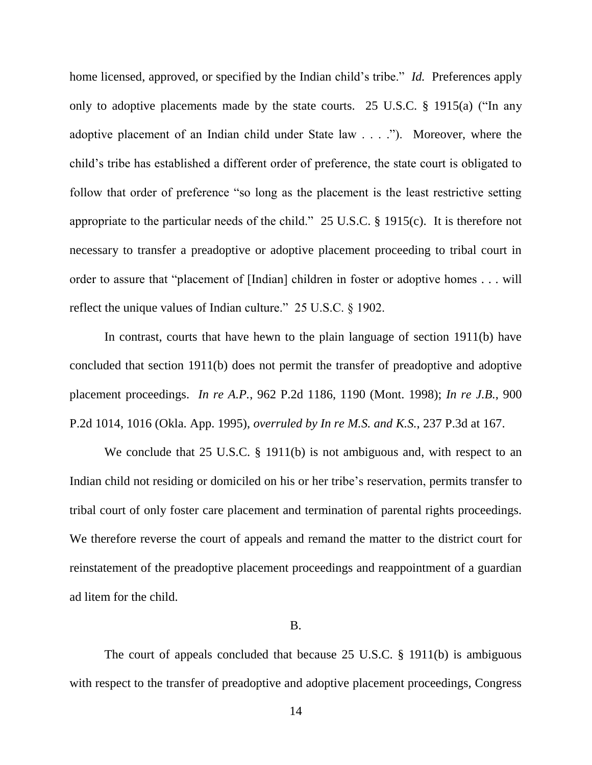home licensed, approved, or specified by the Indian child's tribe." *Id.* Preferences apply only to adoptive placements made by the state courts. 25 U.S.C. § 1915(a) ("In any adoptive placement of an Indian child under State law . . . ."). Moreover, where the child's tribe has established a different order of preference, the state court is obligated to follow that order of preference "so long as the placement is the least restrictive setting appropriate to the particular needs of the child." 25 U.S.C. § 1915(c). It is therefore not necessary to transfer a preadoptive or adoptive placement proceeding to tribal court in order to assure that "placement of [Indian] children in foster or adoptive homes . . . will reflect the unique values of Indian culture." 25 U.S.C. § 1902.

In contrast, courts that have hewn to the plain language of section 1911(b) have concluded that section 1911(b) does not permit the transfer of preadoptive and adoptive placement proceedings. *In re A.P.*, 962 P.2d 1186, 1190 (Mont. 1998); *In re J.B.*, 900 P.2d 1014, 1016 (Okla. App. 1995), *overruled by In re M.S. and K.S.*, 237 P.3d at 167.

We conclude that 25 U.S.C. § 1911(b) is not ambiguous and, with respect to an Indian child not residing or domiciled on his or her tribe's reservation, permits transfer to tribal court of only foster care placement and termination of parental rights proceedings. We therefore reverse the court of appeals and remand the matter to the district court for reinstatement of the preadoptive placement proceedings and reappointment of a guardian ad litem for the child.

B.

The court of appeals concluded that because 25 U.S.C. § 1911(b) is ambiguous with respect to the transfer of preadoptive and adoptive placement proceedings, Congress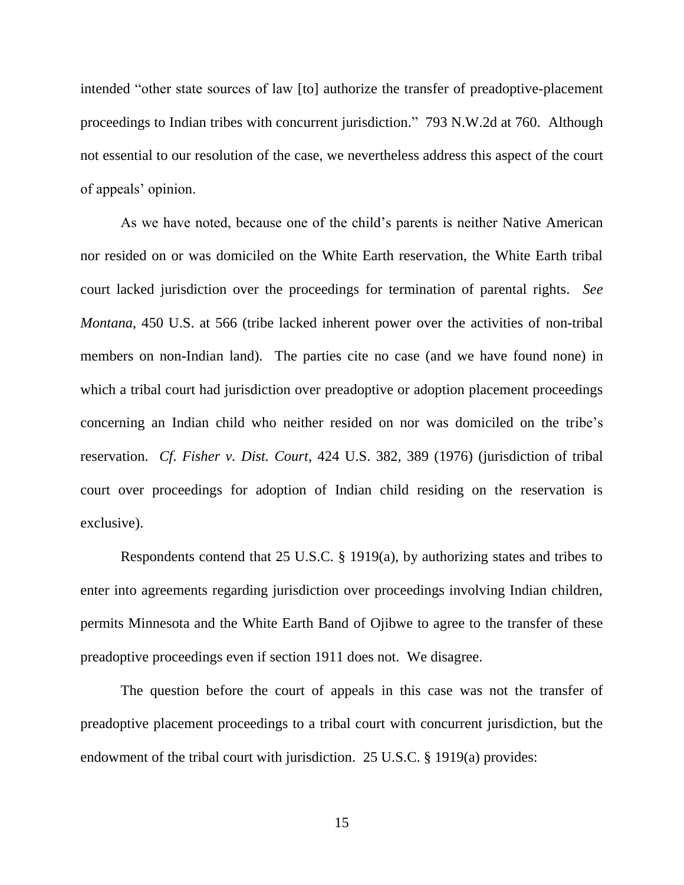intended "other state sources of law [to] authorize the transfer of preadoptive-placement proceedings to Indian tribes with concurrent jurisdiction." 793 N.W.2d at 760. Although not essential to our resolution of the case, we nevertheless address this aspect of the court of appeals' opinion.

As we have noted, because one of the child's parents is neither Native American nor resided on or was domiciled on the White Earth reservation, the White Earth tribal court lacked jurisdiction over the proceedings for termination of parental rights. *See Montana*, 450 U.S. at 566 (tribe lacked inherent power over the activities of non-tribal members on non-Indian land). The parties cite no case (and we have found none) in which a tribal court had jurisdiction over preadoptive or adoption placement proceedings concerning an Indian child who neither resided on nor was domiciled on the tribe's reservation. *Cf. Fisher v. Dist. Court*, 424 U.S. 382, 389 (1976) (jurisdiction of tribal court over proceedings for adoption of Indian child residing on the reservation is exclusive).

Respondents contend that 25 U.S.C. § 1919(a), by authorizing states and tribes to enter into agreements regarding jurisdiction over proceedings involving Indian children, permits Minnesota and the White Earth Band of Ojibwe to agree to the transfer of these preadoptive proceedings even if section 1911 does not. We disagree.

The question before the court of appeals in this case was not the transfer of preadoptive placement proceedings to a tribal court with concurrent jurisdiction, but the endowment of the tribal court with jurisdiction. 25 U.S.C. § 1919(a) provides: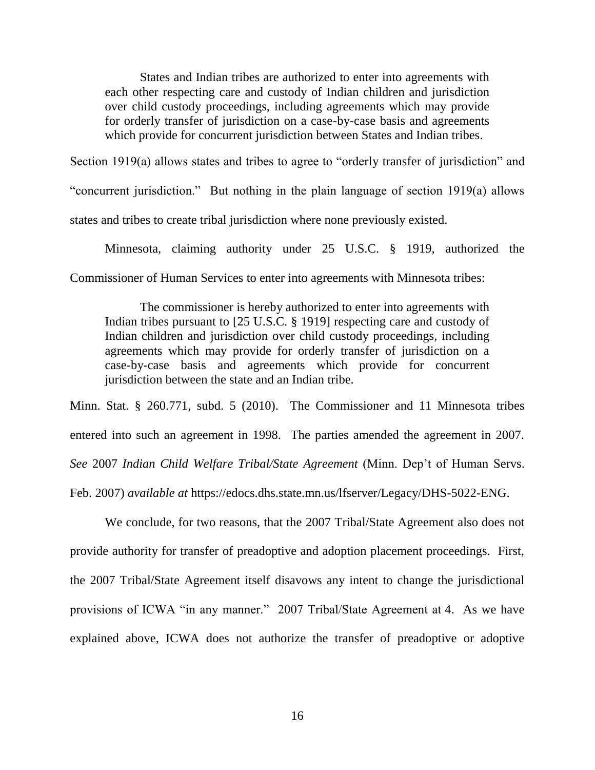> States and Indian tribes are authorized to enter into agreements with each other respecting care and custody of Indian children and jurisdiction over child custody proceedings, including agreements which may provide for orderly transfer of jurisdiction on a case-by-case basis and agreements which provide for concurrent jurisdiction between States and Indian tribes.

Section 1919(a) allows states and tribes to agree to "orderly transfer of jurisdiction" and "concurrent jurisdiction." But nothing in the plain language of section 1919(a) allows states and tribes to create tribal jurisdiction where none previously existed.

Minnesota, claiming authority under 25 U.S.C. § 1919, authorized the Commissioner of Human Services to enter into agreements with Minnesota tribes:

> The commissioner is hereby authorized to enter into agreements with Indian tribes pursuant to [25 U.S.C. § 1919] respecting care and custody of Indian children and jurisdiction over child custody proceedings, including agreements which may provide for orderly transfer of jurisdiction on a case-by-case basis and agreements which provide for concurrent jurisdiction between the state and an Indian tribe.

Minn. Stat. § 260.771, subd. 5 (2010). The Commissioner and 11 Minnesota tribes entered into such an agreement in 1998. The parties amended the agreement in 2007. *See* 2007 *Indian Child Welfare Tribal/State Agreement* (Minn. Dep't of Human Servs. Feb. 2007) *available at* https://edocs.dhs.state.mn.us/lfserver/Legacy/DHS-5022-ENG.

We conclude, for two reasons, that the 2007 Tribal/State Agreement also does not provide authority for transfer of preadoptive and adoption placement proceedings. First, the 2007 Tribal/State Agreement itself disavows any intent to change the jurisdictional provisions of ICWA "in any manner." 2007 Tribal/State Agreement at 4. As we have explained above, ICWA does not authorize the transfer of preadoptive or adoptive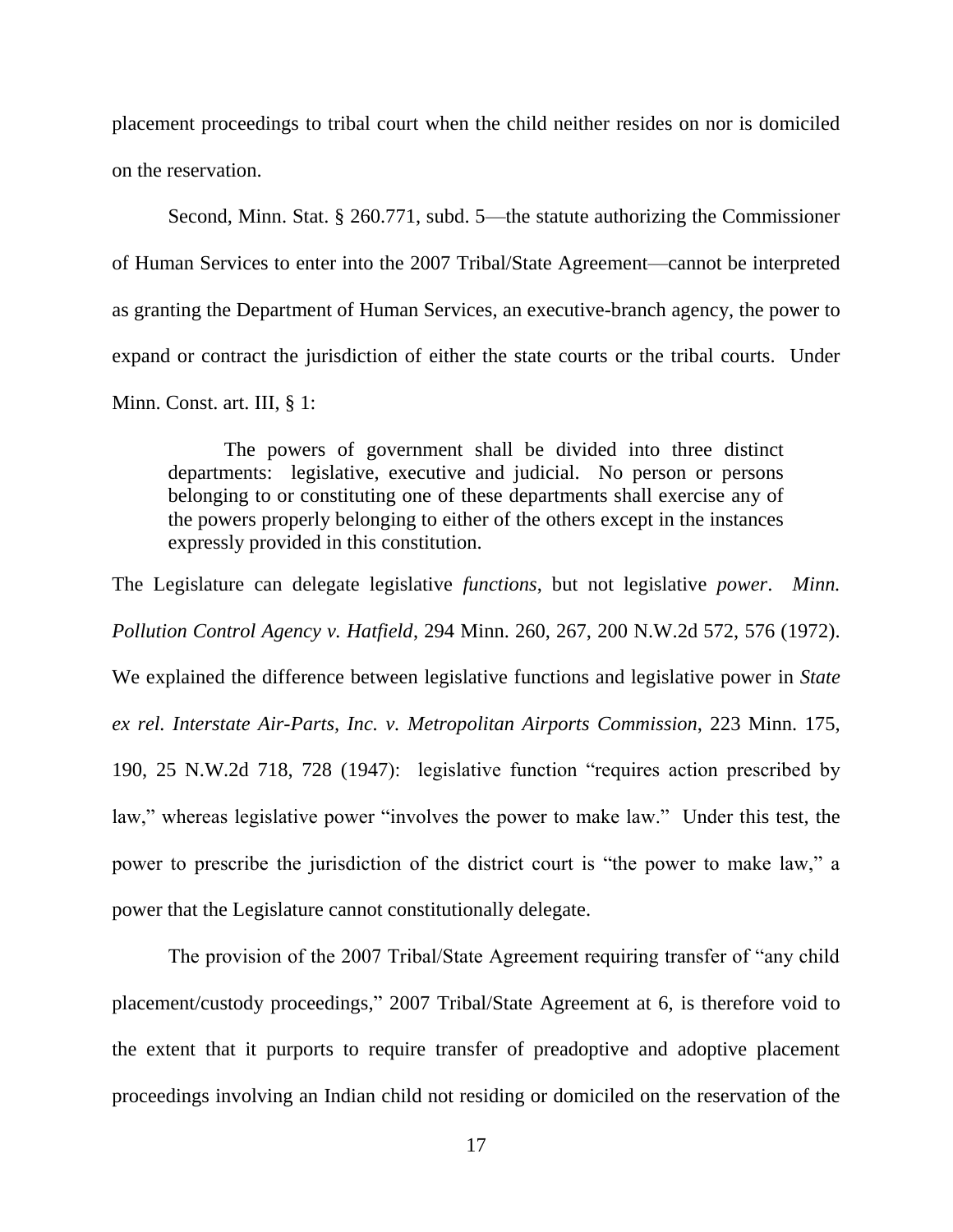placement proceedings to tribal court when the child neither resides on nor is domiciled on the reservation.

Second, Minn. Stat. § 260.771, subd. 5—the statute authorizing the Commissioner of Human Services to enter into the 2007 Tribal/State Agreement—cannot be interpreted as granting the Department of Human Services, an executive-branch agency, the power to expand or contract the jurisdiction of either the state courts or the tribal courts. Under Minn. Const. art. III, § 1:

> The powers of government shall be divided into three distinct departments: legislative, executive and judicial. No person or persons belonging to or constituting one of these departments shall exercise any of the powers properly belonging to either of the others except in the instances expressly provided in this constitution.

The Legislature can delegate legislative *functions*, but not legislative *power*. *Minn. Pollution Control Agency v. Hatfield*, 294 Minn. 260, 267, 200 N.W.2d 572, 576 (1972). We explained the difference between legislative functions and legislative power in *State ex rel. Interstate Air-Parts, Inc. v. Metropolitan Airports Commission*, 223 Minn. 175, 190, 25 N.W.2d 718, 728 (1947): legislative function "requires action prescribed by law," whereas legislative power "involves the power to make law." Under this test, the power to prescribe the jurisdiction of the district court is "the power to make law," a power that the Legislature cannot constitutionally delegate.

The provision of the 2007 Tribal/State Agreement requiring transfer of "any child placement/custody proceedings," 2007 Tribal/State Agreement at 6, is therefore void to the extent that it purports to require transfer of preadoptive and adoptive placement proceedings involving an Indian child not residing or domiciled on the reservation of the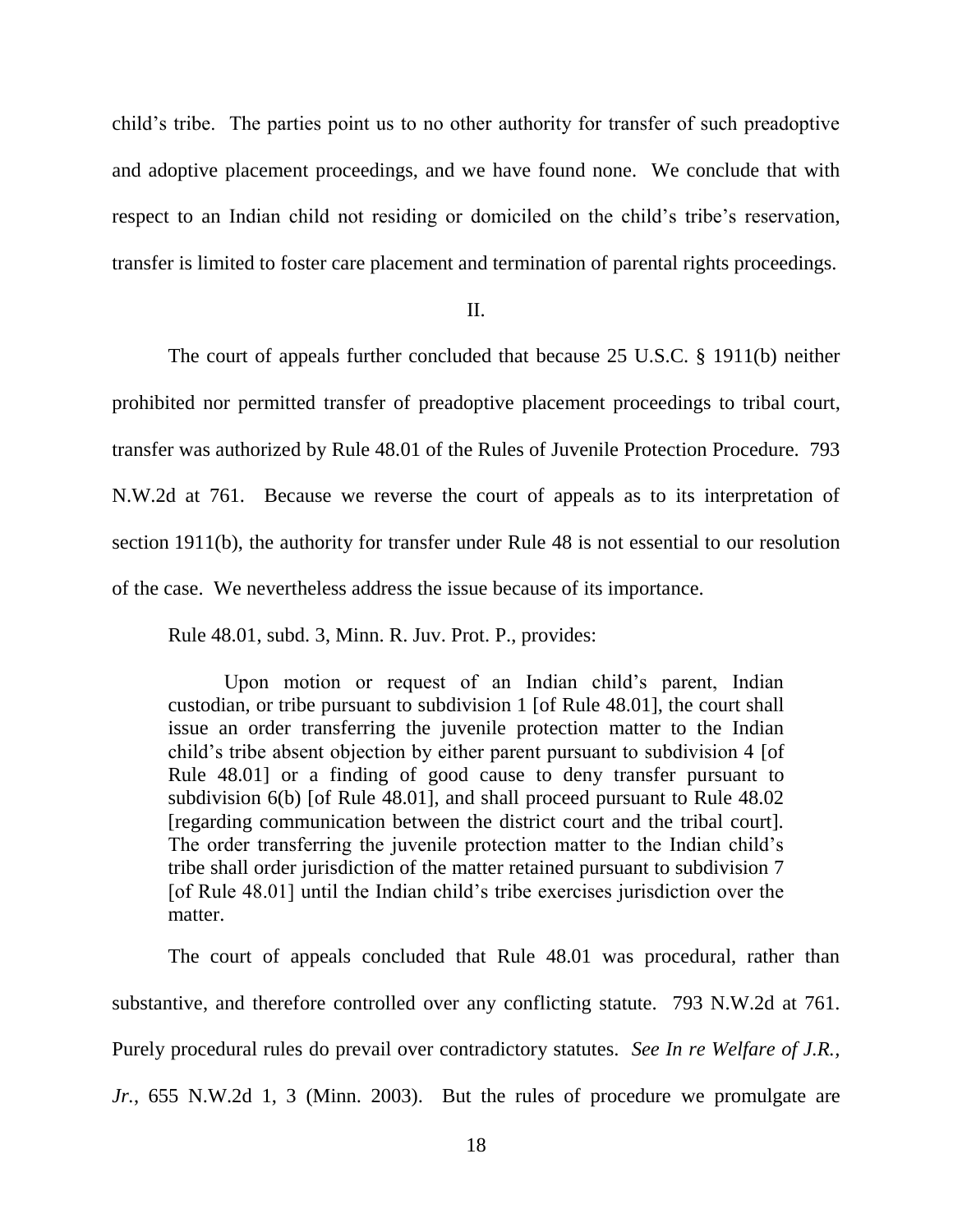child's tribe. The parties point us to no other authority for transfer of such preadoptive and adoptive placement proceedings, and we have found none. We conclude that with respect to an Indian child not residing or domiciled on the child's tribe's reservation, transfer is limited to foster care placement and termination of parental rights proceedings.

## II.

The court of appeals further concluded that because 25 U.S.C. § 1911(b) neither prohibited nor permitted transfer of preadoptive placement proceedings to tribal court, transfer was authorized by Rule 48.01 of the Rules of Juvenile Protection Procedure. 793 N.W.2d at 761. Because we reverse the court of appeals as to its interpretation of section 1911(b), the authority for transfer under Rule 48 is not essential to our resolution of the case. We nevertheless address the issue because of its importance.

Rule 48.01, subd. 3, Minn. R. Juv. Prot. P., provides:

> Upon motion or request of an Indian child's parent, Indian custodian, or tribe pursuant to subdivision 1 [of Rule 48.01], the court shall issue an order transferring the juvenile protection matter to the Indian child's tribe absent objection by either parent pursuant to subdivision 4 [of Rule 48.01] or a finding of good cause to deny transfer pursuant to subdivision 6(b) [of Rule 48.01], and shall proceed pursuant to Rule 48.02 [regarding communication between the district court and the tribal court]. The order transferring the juvenile protection matter to the Indian child's tribe shall order jurisdiction of the matter retained pursuant to subdivision 7 [of Rule 48.01] until the Indian child's tribe exercises jurisdiction over the matter.

The court of appeals concluded that Rule 48.01 was procedural, rather than substantive, and therefore controlled over any conflicting statute. 793 N.W.2d at 761. Purely procedural rules do prevail over contradictory statutes. *See In re Welfare of J.R., Jr.*, 655 N.W.2d 1, 3 (Minn. 2003). But the rules of procedure we promulgate are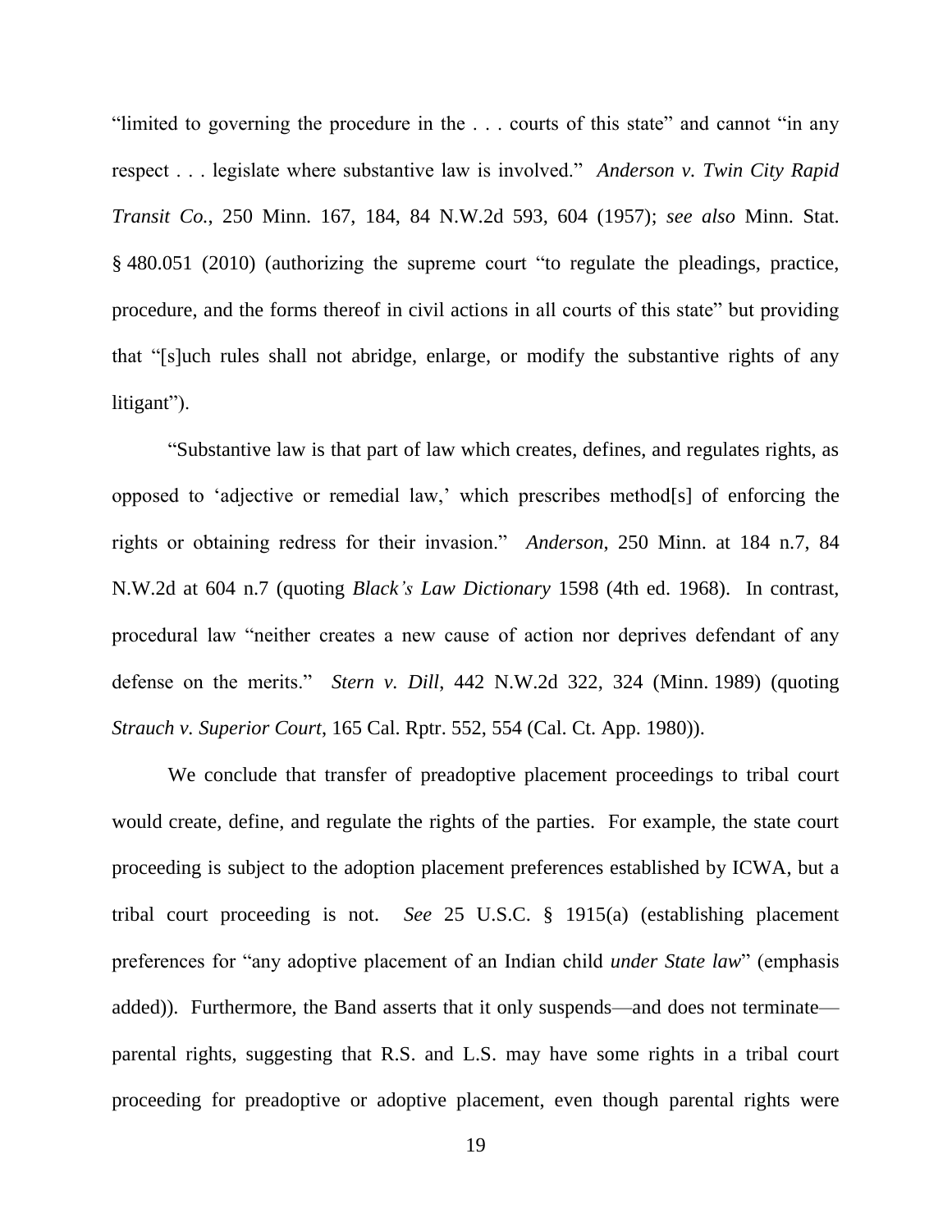"limited to governing the procedure in the . . . courts of this state" and cannot "in any respect . . . legislate where substantive law is involved." *Anderson v. Twin City Rapid Transit Co.*, 250 Minn. 167, 184, 84 N.W.2d 593, 604 (1957); *see also* Minn. Stat. § 480.051 (2010) (authorizing the supreme court "to regulate the pleadings, practice, procedure, and the forms thereof in civil actions in all courts of this state" but providing that "[s]uch rules shall not abridge, enlarge, or modify the substantive rights of any litigant").

"Substantive law is that part of law which creates, defines, and regulates rights, as opposed to 'adjective or remedial law,' which prescribes method[s] of enforcing the rights or obtaining redress for their invasion." *Anderson*, 250 Minn. at 184 n.7, 84 N.W.2d at 604 n.7 (quoting *Black's Law Dictionary* 1598 (4th ed. 1968). In contrast, procedural law "neither creates a new cause of action nor deprives defendant of any defense on the merits." *Stern v. Dill*, 442 N.W.2d 322, 324 (Minn. 1989) (quoting *Strauch v. Superior Court*, 165 Cal. Rptr. 552, 554 (Cal. Ct. App. 1980)).

We conclude that transfer of preadoptive placement proceedings to tribal court would create, define, and regulate the rights of the parties. For example, the state court proceeding is subject to the adoption placement preferences established by ICWA, but a tribal court proceeding is not. *See* 25 U.S.C. § 1915(a) (establishing placement preferences for "any adoptive placement of an Indian child *under State law*" (emphasis added)). Furthermore, the Band asserts that it only suspends—and does not terminate—parental rights, suggesting that R.S. and L.S. may have some rights in a tribal court proceeding for preadoptive or adoptive placement, even though parental rights were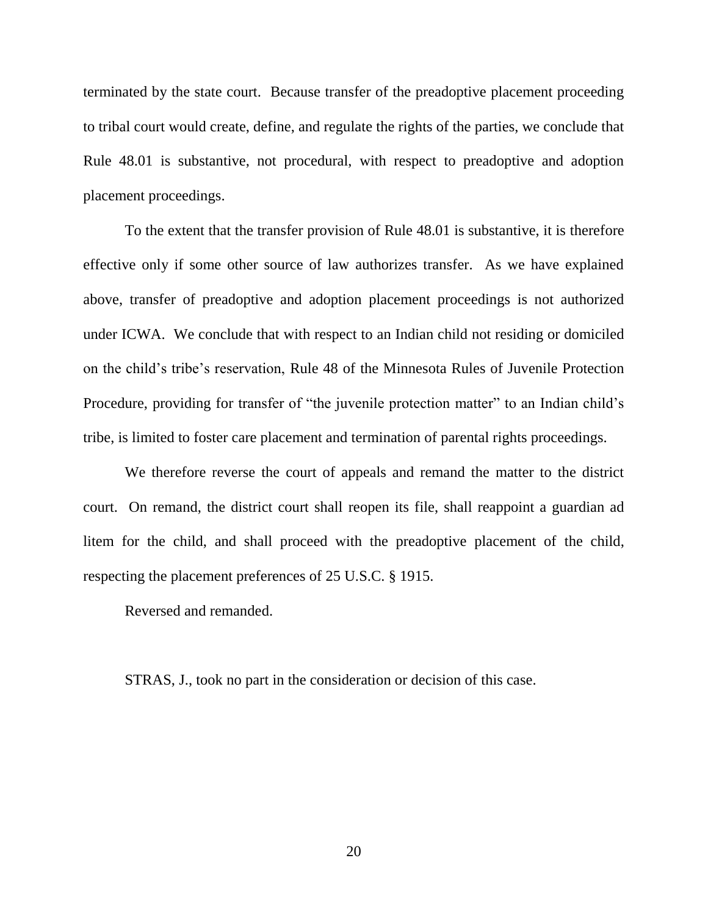terminated by the state court. Because transfer of the preadoptive placement proceeding to tribal court would create, define, and regulate the rights of the parties, we conclude that Rule 48.01 is substantive, not procedural, with respect to preadoptive and adoption placement proceedings.

To the extent that the transfer provision of Rule 48.01 is substantive, it is therefore effective only if some other source of law authorizes transfer. As we have explained above, transfer of preadoptive and adoption placement proceedings is not authorized under ICWA. We conclude that with respect to an Indian child not residing or domiciled on the child's tribe's reservation, Rule 48 of the Minnesota Rules of Juvenile Protection Procedure, providing for transfer of "the juvenile protection matter" to an Indian child's tribe, is limited to foster care placement and termination of parental rights proceedings.

We therefore reverse the court of appeals and remand the matter to the district court. On remand, the district court shall reopen its file, shall reappoint a guardian ad litem for the child, and shall proceed with the preadoptive placement of the child, respecting the placement preferences of 25 U.S.C. § 1915.

Reversed and remanded.

STRAS, J., took no part in the consideration or decision of this case.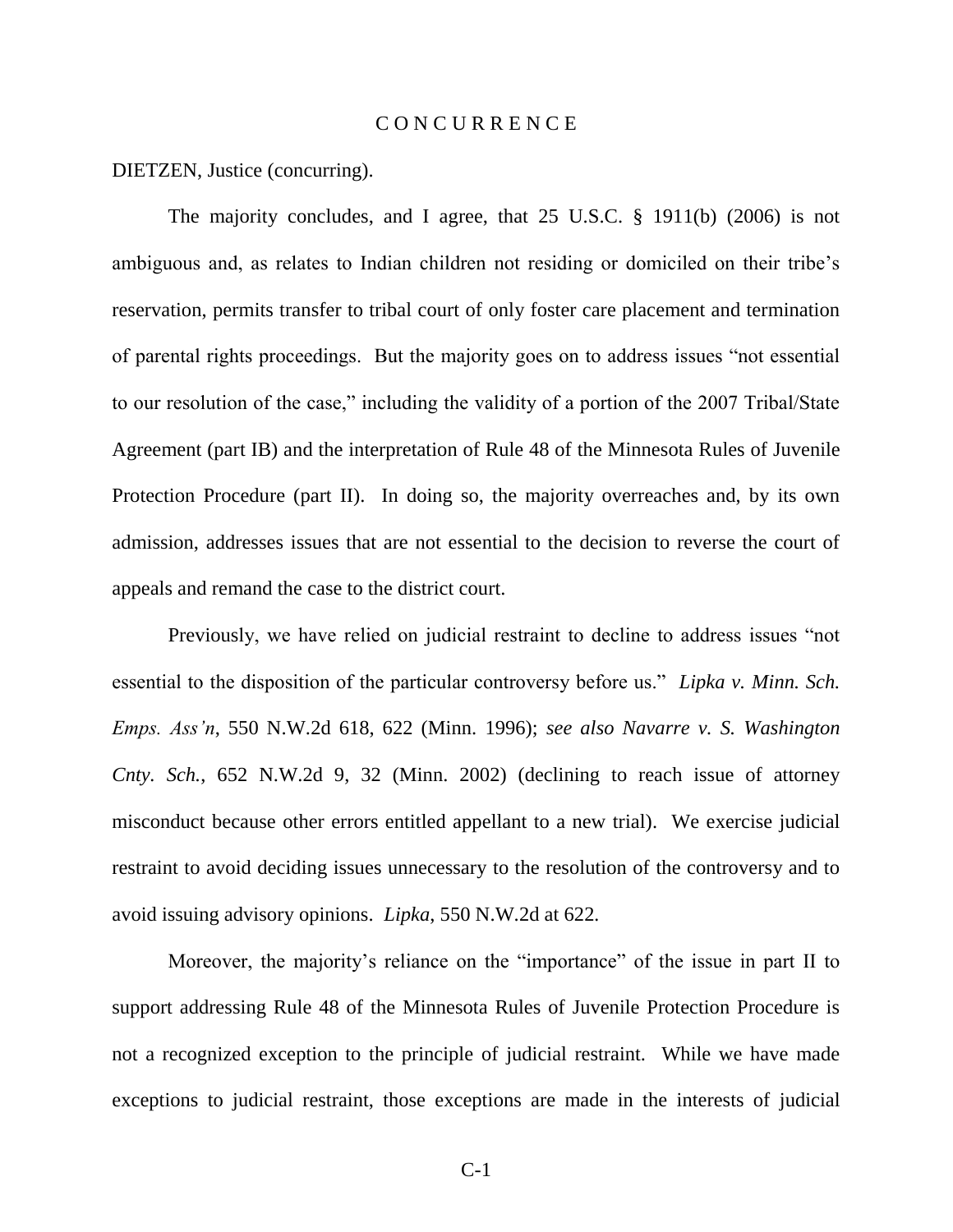# C O N C U R R E N C E

DIETZEN, Justice (concurring).

The majority concludes, and I agree, that 25 U.S.C. § 1911(b) (2006) is not ambiguous and, as relates to Indian children not residing or domiciled on their tribe's reservation, permits transfer to tribal court of only foster care placement and termination of parental rights proceedings. But the majority goes on to address issues "not essential to our resolution of the case," including the validity of a portion of the 2007 Tribal/State Agreement (part IB) and the interpretation of Rule 48 of the Minnesota Rules of Juvenile Protection Procedure (part II). In doing so, the majority overreaches and, by its own admission, addresses issues that are not essential to the decision to reverse the court of appeals and remand the case to the district court.

Previously, we have relied on judicial restraint to decline to address issues "not essential to the disposition of the particular controversy before us." *Lipka v. Minn. Sch. Emps. Ass'n*, 550 N.W.2d 618, 622 (Minn. 1996); *see also Navarre v. S. Washington Cnty. Sch.*, 652 N.W.2d 9, 32 (Minn. 2002) (declining to reach issue of attorney misconduct because other errors entitled appellant to a new trial). We exercise judicial restraint to avoid deciding issues unnecessary to the resolution of the controversy and to avoid issuing advisory opinions. *Lipka*, 550 N.W.2d at 622.

Moreover, the majority's reliance on the "importance" of the issue in part II to support addressing Rule 48 of the Minnesota Rules of Juvenile Protection Procedure is not a recognized exception to the principle of judicial restraint. While we have made exceptions to judicial restraint, those exceptions are made in the interests of judicial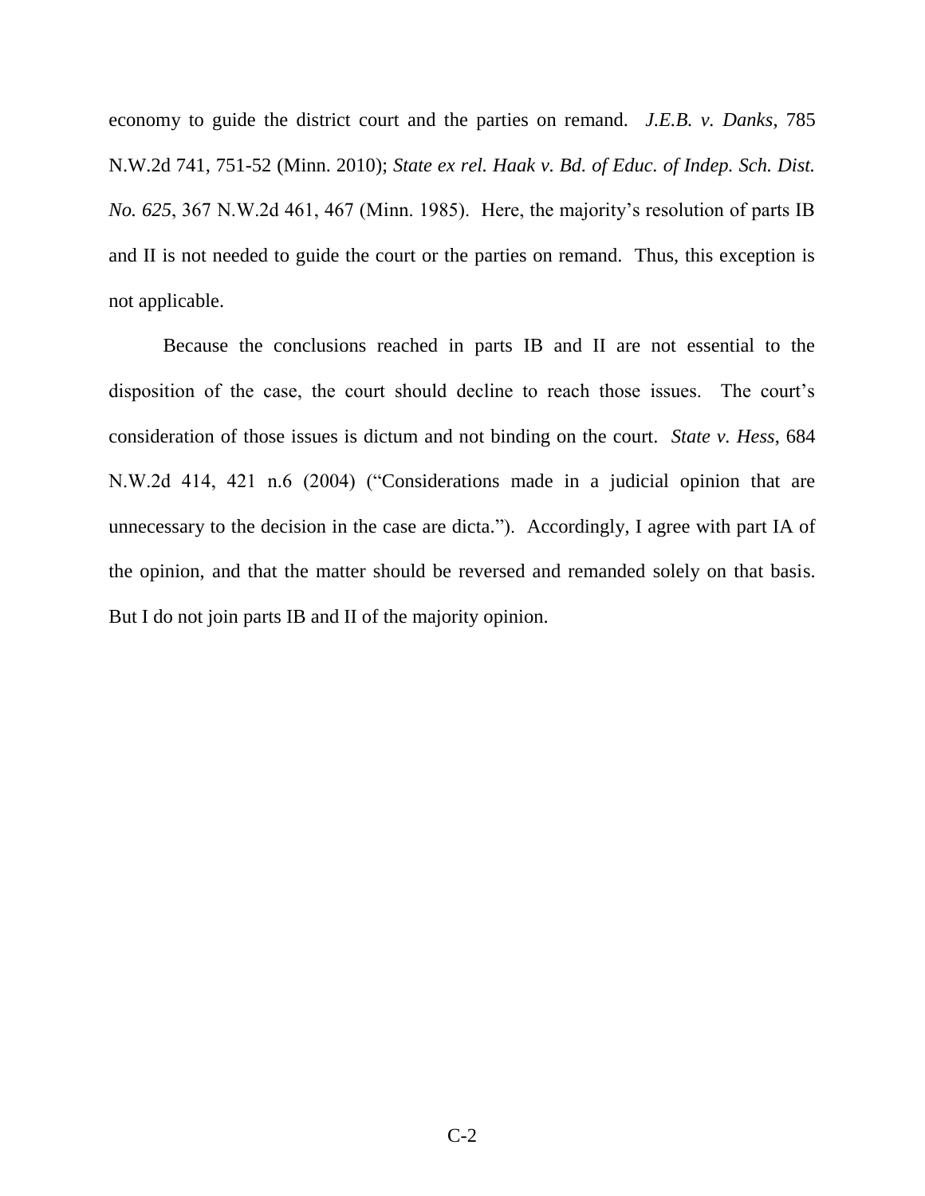economy to guide the district court and the parties on remand. *J.E.B. v. Danks*, 785 N.W.2d 741, 751-52 (Minn. 2010); *State ex rel. Haak v. Bd. of Educ. of Indep. Sch. Dist. No. 625*, 367 N.W.2d 461, 467 (Minn. 1985). Here, the majority's resolution of parts IB and II is not needed to guide the court or the parties on remand. Thus, this exception is not applicable.

Because the conclusions reached in parts IB and II are not essential to the disposition of the case, the court should decline to reach those issues. The court's consideration of those issues is dictum and not binding on the court. *State v. Hess*, 684 N.W.2d 414, 421 n.6 (2004) ("Considerations made in a judicial opinion that are unnecessary to the decision in the case are dicta."). Accordingly, I agree with part IA of the opinion, and that the matter should be reversed and remanded solely on that basis. But I do not join parts IB and II of the majority opinion.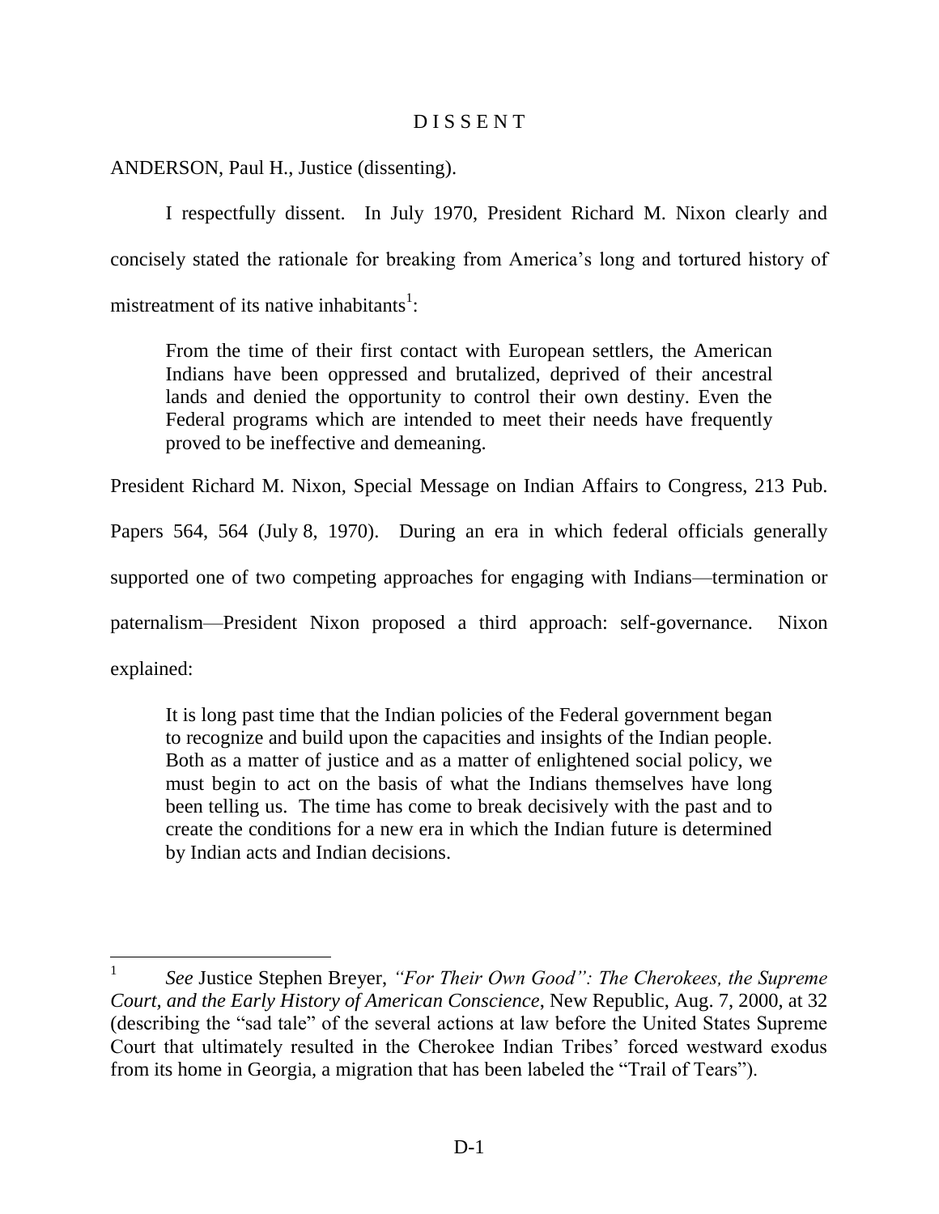# D I S S E N T

ANDERSON, Paul H., Justice (dissenting).

I respectfully dissent. In July 1970, President Richard M. Nixon clearly and concisely stated the rationale for breaking from America's long and tortured history of mistreatment of its native inhabitants[1]:

> From the time of their first contact with European settlers, the American Indians have been oppressed and brutalized, deprived of their ancestral lands and denied the opportunity to control their own destiny. Even the Federal programs which are intended to meet their needs have frequently proved to be ineffective and demeaning.

President Richard M. Nixon, Special Message on Indian Affairs to Congress, 213 Pub. Papers 564, 564 (July 8, 1970). During an era in which federal officials generally supported one of two competing approaches for engaging with Indians—termination or paternalism—President Nixon proposed a third approach: self-governance. Nixon explained:

> It is long past time that the Indian policies of the Federal government began to recognize and build upon the capacities and insights of the Indian people. Both as a matter of justice and as a matter of enlightened social policy, we must begin to act on the basis of what the Indians themselves have long been telling us. The time has come to break decisively with the past and to create the conditions for a new era in which the Indian future is determined by Indian acts and Indian decisions.

---

[1] *See* Justice Stephen Breyer, *"For Their Own Good": The Cherokees, the Supreme Court, and the Early History of American Conscience*, New Republic, Aug. 7, 2000, at 32 (describing the "sad tale" of the several actions at law before the United States Supreme Court that ultimately resulted in the Cherokee Indian Tribes' forced westward exodus from its home in Georgia, a migration that has been labeled the "Trail of Tears").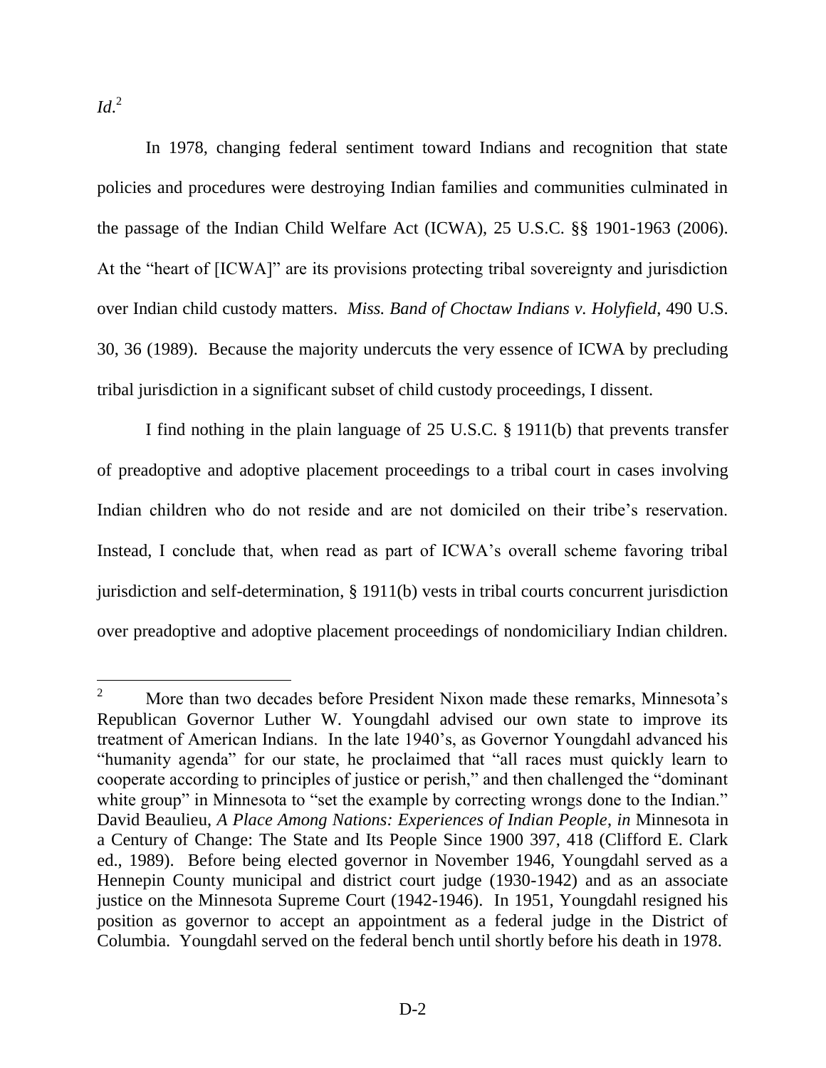*Id.*[2]

In 1978, changing federal sentiment toward Indians and recognition that state policies and procedures were destroying Indian families and communities culminated in the passage of the Indian Child Welfare Act (ICWA), 25 U.S.C. §§ 1901-1963 (2006). At the "heart of [ICWA]" are its provisions protecting tribal sovereignty and jurisdiction over Indian child custody matters. *Miss. Band of Choctaw Indians v. Holyfield*, 490 U.S. 30, 36 (1989). Because the majority undercuts the very essence of ICWA by precluding tribal jurisdiction in a significant subset of child custody proceedings, I dissent.

I find nothing in the plain language of 25 U.S.C. § 1911(b) that prevents transfer of preadoptive and adoptive placement proceedings to a tribal court in cases involving Indian children who do not reside and are not domiciled on their tribe's reservation. Instead, I conclude that, when read as part of ICWA's overall scheme favoring tribal jurisdiction and self-determination, § 1911(b) vests in tribal courts concurrent jurisdiction over preadoptive and adoptive placement proceedings of nondomiciliary Indian children.

---

[2] More than two decades before President Nixon made these remarks, Minnesota's Republican Governor Luther W. Youngdahl advised our own state to improve its treatment of American Indians. In the late 1940's, as Governor Youngdahl advanced his "humanity agenda" for our state, he proclaimed that "all races must quickly learn to cooperate according to principles of justice or perish," and then challenged the "dominant white group" in Minnesota to "set the example by correcting wrongs done to the Indian." David Beaulieu, *A Place Among Nations: Experiences of Indian People*, *in* Minnesota in a Century of Change: The State and Its People Since 1900 397, 418 (Clifford E. Clark ed., 1989). Before being elected governor in November 1946, Youngdahl served as a Hennepin County municipal and district court judge (1930-1942) and as an associate justice on the Minnesota Supreme Court (1942-1946). In 1951, Youngdahl resigned his position as governor to accept an appointment as a federal judge in the District of Columbia. Youngdahl served on the federal bench until shortly before his death in 1978.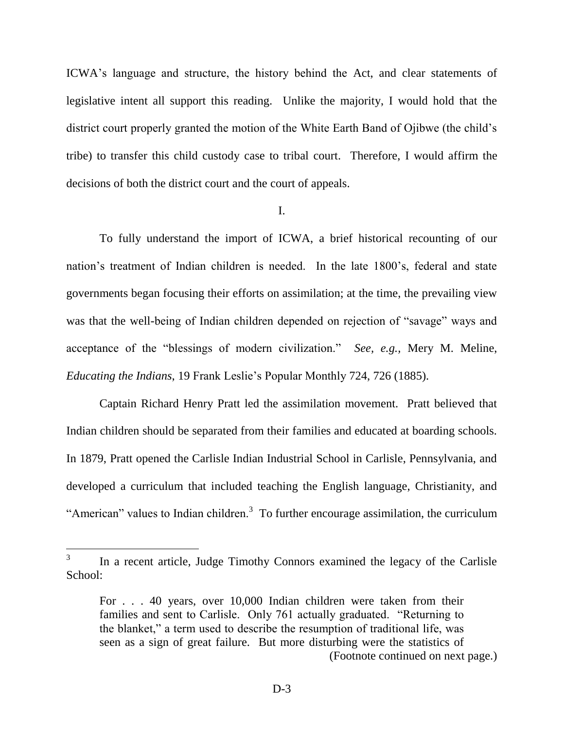ICWA's language and structure, the history behind the Act, and clear statements of legislative intent all support this reading. Unlike the majority, I would hold that the district court properly granted the motion of the White Earth Band of Ojibwe (the child's tribe) to transfer this child custody case to tribal court. Therefore, I would affirm the decisions of both the district court and the court of appeals.

I.

To fully understand the import of ICWA, a brief historical recounting of our nation's treatment of Indian children is needed. In the late 1800's, federal and state governments began focusing their efforts on assimilation; at the time, the prevailing view was that the well-being of Indian children depended on rejection of "savage" ways and acceptance of the "blessings of modern civilization." *See, e.g.*, Mery M. Meline, *Educating the Indians*, 19 Frank Leslie's Popular Monthly 724, 726 (1885).

Captain Richard Henry Pratt led the assimilation movement. Pratt believed that Indian children should be separated from their families and educated at boarding schools. In 1879, Pratt opened the Carlisle Indian Industrial School in Carlisle, Pennsylvania, and developed a curriculum that included teaching the English language, Christianity, and "American" values to Indian children.[3] To further encourage assimilation, the curriculum

---

[3] In a recent article, Judge Timothy Connors examined the legacy of the Carlisle School:

> For . . . 40 years, over 10,000 Indian children were taken from their families and sent to Carlisle. Only 761 actually graduated. "Returning to the blanket," a term used to describe the resumption of traditional life, was seen as a sign of great failure. But more disturbing were the statistics of

(Footnote continued on next page.)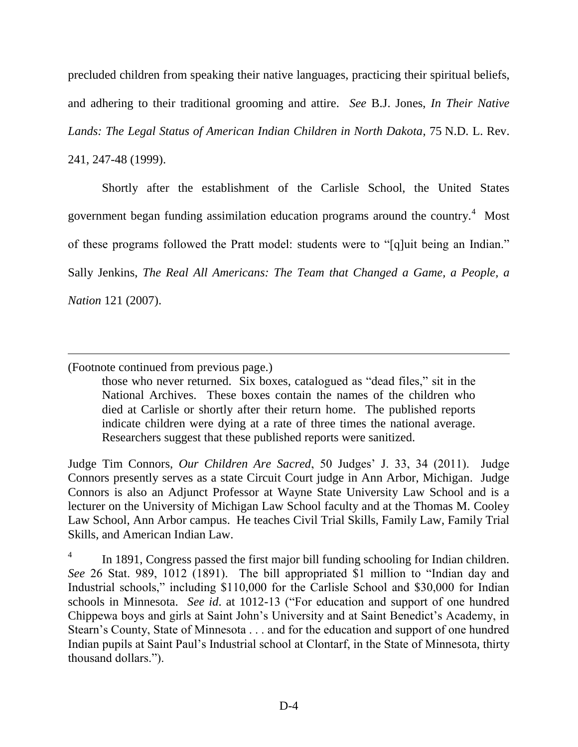precluded children from speaking their native languages, practicing their spiritual beliefs, and adhering to their traditional grooming and attire. *See* B.J. Jones, *In Their Native Lands: The Legal Status of American Indian Children in North Dakota*, 75 N.D. L. Rev. 241, 247-48 (1999).

Shortly after the establishment of the Carlisle School, the United States government began funding assimilation education programs around the country.[4] Most of these programs followed the Pratt model: students were to "[q]uit being an Indian." Sally Jenkins, *The Real All Americans: The Team that Changed a Game, a People, a Nation* 121 (2007).

---

(Footnote continued from previous page.)

> those who never returned. Six boxes, catalogued as "dead files," sit in the National Archives. These boxes contain the names of the children who died at Carlisle or shortly after their return home. The published reports indicate children were dying at a rate of three times the national average. Researchers suggest that these published reports were sanitized.

Judge Tim Connors, *Our Children Are Sacred*, 50 Judges' J. 33, 34 (2011). Judge Connors presently serves as a state Circuit Court judge in Ann Arbor, Michigan. Judge Connors is also an Adjunct Professor at Wayne State University Law School and is a lecturer on the University of Michigan Law School faculty and at the Thomas M. Cooley Law School, Ann Arbor campus. He teaches Civil Trial Skills, Family Law, Family Trial Skills, and American Indian Law.

[4] In 1891, Congress passed the first major bill funding schooling for Indian children. *See* 26 Stat. 989, 1012 (1891). The bill appropriated $1 million to "Indian day and Industrial schools," including $110,000 for the Carlisle School and $30,000 for Indian schools in Minnesota. *See id*. at 1012-13 ("For education and support of one hundred Chippewa boys and girls at Saint John's University and at Saint Benedict's Academy, in Stearn's County, State of Minnesota . . . and for the education and support of one hundred Indian pupils at Saint Paul's Industrial school at Clontarf, in the State of Minnesota, thirty thousand dollars.").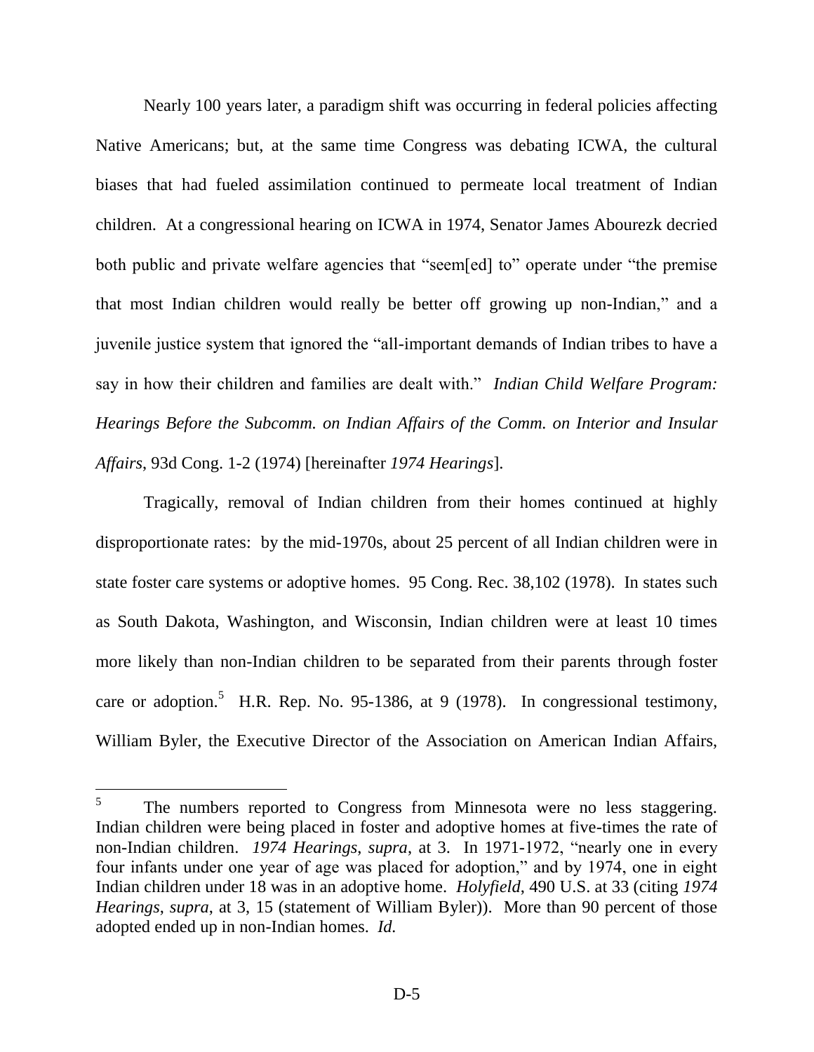Nearly 100 years later, a paradigm shift was occurring in federal policies affecting Native Americans; but, at the same time Congress was debating ICWA, the cultural biases that had fueled assimilation continued to permeate local treatment of Indian children. At a congressional hearing on ICWA in 1974, Senator James Abourezk decried both public and private welfare agencies that "seem[ed] to" operate under "the premise that most Indian children would really be better off growing up non-Indian," and a juvenile justice system that ignored the "all-important demands of Indian tribes to have a say in how their children and families are dealt with." *Indian Child Welfare Program: Hearings Before the Subcomm. on Indian Affairs of the Comm. on Interior and Insular Affairs*, 93d Cong. 1-2 (1974) [hereinafter *1974 Hearings*].

Tragically, removal of Indian children from their homes continued at highly disproportionate rates: by the mid-1970s, about 25 percent of all Indian children were in state foster care systems or adoptive homes. 95 Cong. Rec. 38,102 (1978). In states such as South Dakota, Washington, and Wisconsin, Indian children were at least 10 times more likely than non-Indian children to be separated from their parents through foster care or adoption.[5] H.R. Rep. No. 95-1386, at 9 (1978). In congressional testimony, William Byler, the Executive Director of the Association on American Indian Affairs,

---

[5] The numbers reported to Congress from Minnesota were no less staggering. Indian children were being placed in foster and adoptive homes at five-times the rate of non-Indian children. *1974 Hearings*, *supra*, at 3. In 1971-1972, "nearly one in every four infants under one year of age was placed for adoption," and by 1974, one in eight Indian children under 18 was in an adoptive home. *Holyfield*, 490 U.S. at 33 (citing *1974 Hearings*, *supra*, at 3, 15 (statement of William Byler)). More than 90 percent of those adopted ended up in non-Indian homes. *Id.*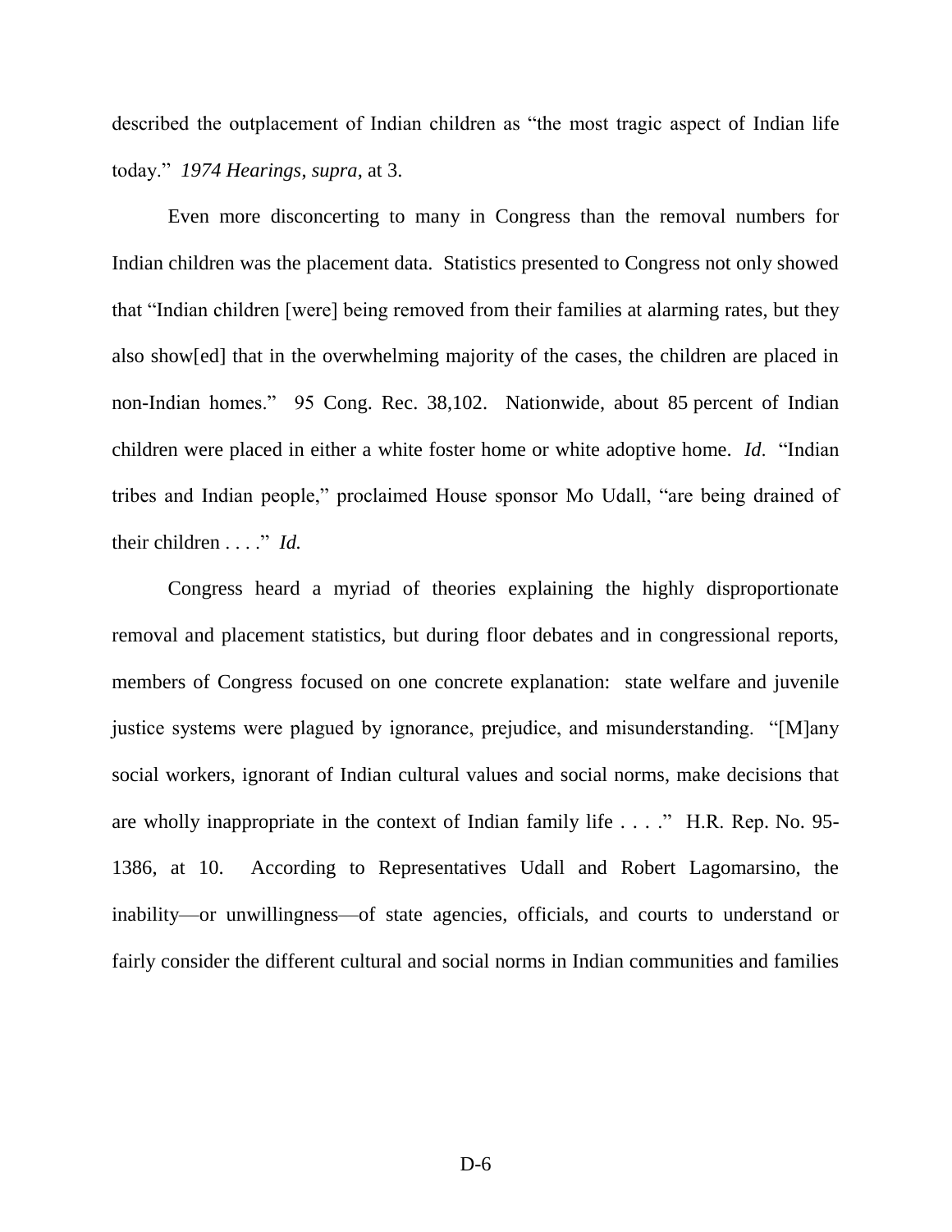described the outplacement of Indian children as "the most tragic aspect of Indian life today." *1974 Hearings*, *supra*, at 3.

Even more disconcerting to many in Congress than the removal numbers for Indian children was the placement data. Statistics presented to Congress not only showed that "Indian children [were] being removed from their families at alarming rates, but they also show[ed] that in the overwhelming majority of the cases, the children are placed in non-Indian homes." 95 Cong. Rec. 38,102. Nationwide, about 85 percent of Indian children were placed in either a white foster home or white adoptive home. *Id*. "Indian tribes and Indian people," proclaimed House sponsor Mo Udall, "are being drained of their children . . . ." *Id.*

Congress heard a myriad of theories explaining the highly disproportionate removal and placement statistics, but during floor debates and in congressional reports, members of Congress focused on one concrete explanation: state welfare and juvenile justice systems were plagued by ignorance, prejudice, and misunderstanding. "[M]any social workers, ignorant of Indian cultural values and social norms, make decisions that are wholly inappropriate in the context of Indian family life . . . ." H.R. Rep. No. 95-1386, at 10. According to Representatives Udall and Robert Lagomarsino, the inability—or unwillingness—of state agencies, officials, and courts to understand or fairly consider the different cultural and social norms in Indian communities and families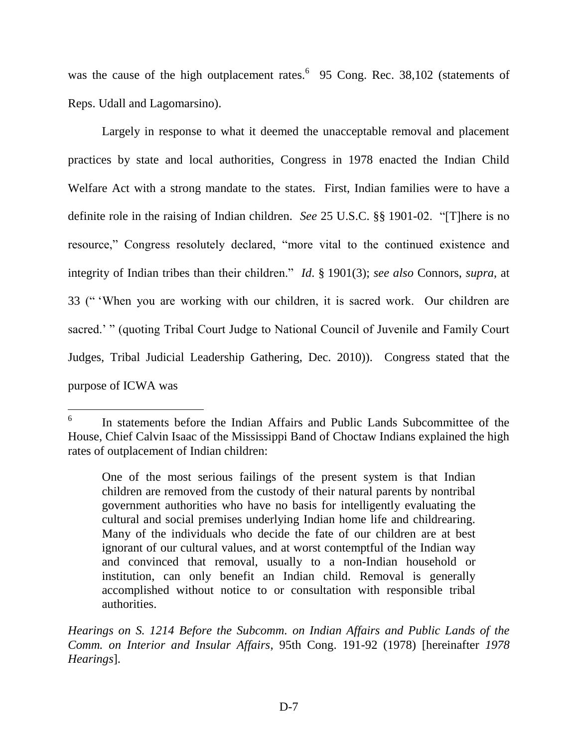was the cause of the high outplacement rates.[6] 95 Cong. Rec. 38,102 (statements of Reps. Udall and Lagomarsino).

Largely in response to what it deemed the unacceptable removal and placement practices by state and local authorities, Congress in 1978 enacted the Indian Child Welfare Act with a strong mandate to the states. First, Indian families were to have a definite role in the raising of Indian children. *See* 25 U.S.C. §§ 1901-02. "[T]here is no resource," Congress resolutely declared, "more vital to the continued existence and integrity of Indian tribes than their children." *Id.* § 1901(3); *see also* Connors, *supra*, at 33 (" 'When you are working with our children, it is sacred work. Our children are sacred.' " (quoting Tribal Court Judge to National Council of Juvenile and Family Court Judges, Tribal Judicial Leadership Gathering, Dec. 2010)). Congress stated that the purpose of ICWA was

---

[6] In statements before the Indian Affairs and Public Lands Subcommittee of the House, Chief Calvin Isaac of the Mississippi Band of Choctaw Indians explained the high rates of outplacement of Indian children:

> One of the most serious failings of the present system is that Indian children are removed from the custody of their natural parents by nontribal government authorities who have no basis for intelligently evaluating the cultural and social premises underlying Indian home life and childrearing. Many of the individuals who decide the fate of our children are at best ignorant of our cultural values, and at worst contemptful of the Indian way and convinced that removal, usually to a non-Indian household or institution, can only benefit an Indian child. Removal is generally accomplished without notice to or consultation with responsible tribal authorities.

*Hearings on S. 1214 Before the Subcomm. on Indian Affairs and Public Lands of the Comm. on Interior and Insular Affairs*, 95th Cong. 191-92 (1978) [hereinafter *1978 Hearings*].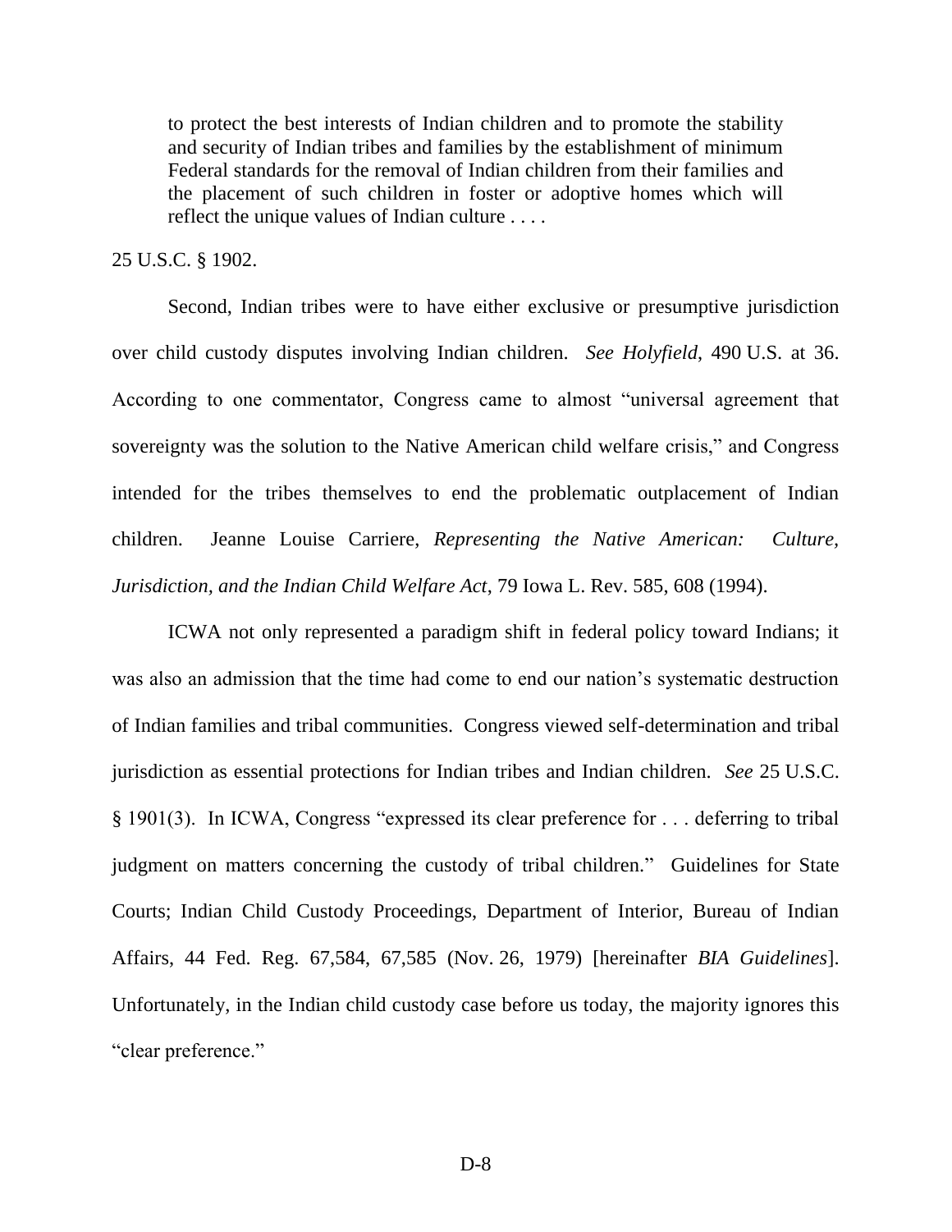> to protect the best interests of Indian children and to promote the stability and security of Indian tribes and families by the establishment of minimum Federal standards for the removal of Indian children from their families and the placement of such children in foster or adoptive homes which will reflect the unique values of Indian culture . . . .

25 U.S.C. § 1902.

Second, Indian tribes were to have either exclusive or presumptive jurisdiction over child custody disputes involving Indian children. *See Holyfield*, 490 U.S. at 36. According to one commentator, Congress came to almost "universal agreement that sovereignty was the solution to the Native American child welfare crisis," and Congress intended for the tribes themselves to end the problematic outplacement of Indian children. Jeanne Louise Carriere, *Representing the Native American: Culture, Jurisdiction, and the Indian Child Welfare Act*, 79 Iowa L. Rev. 585, 608 (1994).

ICWA not only represented a paradigm shift in federal policy toward Indians; it was also an admission that the time had come to end our nation's systematic destruction of Indian families and tribal communities. Congress viewed self-determination and tribal jurisdiction as essential protections for Indian tribes and Indian children. *See* 25 U.S.C. § 1901(3). In ICWA, Congress "expressed its clear preference for . . . deferring to tribal judgment on matters concerning the custody of tribal children." Guidelines for State Courts; Indian Child Custody Proceedings, Department of Interior, Bureau of Indian Affairs, 44 Fed. Reg. 67,584, 67,585 (Nov. 26, 1979) [hereinafter *BIA Guidelines*]. Unfortunately, in the Indian child custody case before us today, the majority ignores this "clear preference."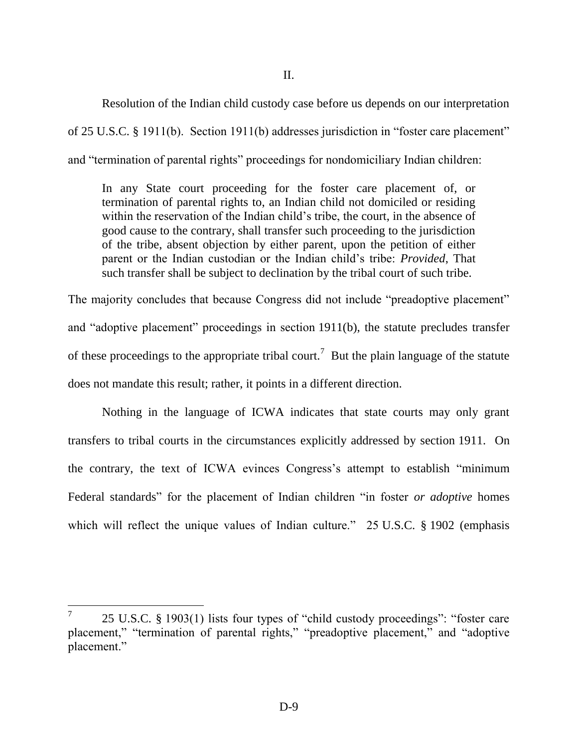II.

Resolution of the Indian child custody case before us depends on our interpretation of 25 U.S.C. § 1911(b). Section 1911(b) addresses jurisdiction in "foster care placement" and "termination of parental rights" proceedings for nondomiciliary Indian children:

> In any State court proceeding for the foster care placement of, or termination of parental rights to, an Indian child not domiciled or residing within the reservation of the Indian child's tribe, the court, in the absence of good cause to the contrary, shall transfer such proceeding to the jurisdiction of the tribe, absent objection by either parent, upon the petition of either parent or the Indian custodian or the Indian child's tribe: *Provided*, That such transfer shall be subject to declination by the tribal court of such tribe.

The majority concludes that because Congress did not include "preadoptive placement" and "adoptive placement" proceedings in section 1911(b), the statute precludes transfer of these proceedings to the appropriate tribal court.[7] But the plain language of the statute does not mandate this result; rather, it points in a different direction.

Nothing in the language of ICWA indicates that state courts may only grant transfers to tribal courts in the circumstances explicitly addressed by section 1911. On the contrary, the text of ICWA evinces Congress's attempt to establish "minimum Federal standards" for the placement of Indian children "in foster *or adoptive* homes which will reflect the unique values of Indian culture." 25 U.S.C. § 1902 (emphasis

---

[7] 25 U.S.C. § 1903(1) lists four types of "child custody proceedings": "foster care placement," "termination of parental rights," "preadoptive placement," and "adoptive placement."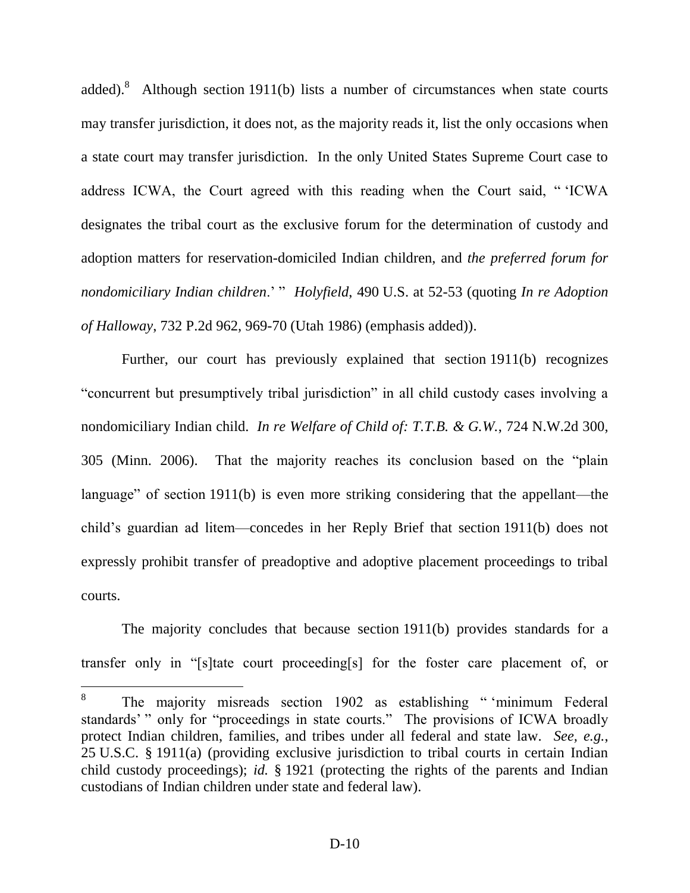added).[8] Although section 1911(b) lists a number of circumstances when state courts may transfer jurisdiction, it does not, as the majority reads it, list the only occasions when a state court may transfer jurisdiction. In the only United States Supreme Court case to address ICWA, the Court agreed with this reading when the Court said, " 'ICWA designates the tribal court as the exclusive forum for the determination of custody and adoption matters for reservation-domiciled Indian children, and *the preferred forum for nondomiciliary Indian children*.' " *Holyfield*, 490 U.S. at 52-53 (quoting *In re Adoption of Halloway*, 732 P.2d 962, 969-70 (Utah 1986) (emphasis added)).

Further, our court has previously explained that section 1911(b) recognizes "concurrent but presumptively tribal jurisdiction" in all child custody cases involving a nondomiciliary Indian child. *In re Welfare of Child of: T.T.B. & G.W.*, 724 N.W.2d 300, 305 (Minn. 2006). That the majority reaches its conclusion based on the "plain language" of section 1911(b) is even more striking considering that the appellant—the child's guardian ad litem—concedes in her Reply Brief that section 1911(b) does not expressly prohibit transfer of preadoptive and adoptive placement proceedings to tribal courts.

The majority concludes that because section 1911(b) provides standards for a transfer only in "[s]tate court proceeding[s] for the foster care placement of, or

---

[8] The majority misreads section 1902 as establishing " 'minimum Federal standards' " only for "proceedings in state courts." The provisions of ICWA broadly protect Indian children, families, and tribes under all federal and state law. *See, e.g.*, 25 U.S.C. § 1911(a) (providing exclusive jurisdiction to tribal courts in certain Indian child custody proceedings); *id.* § 1921 (protecting the rights of the parents and Indian custodians of Indian children under state and federal law).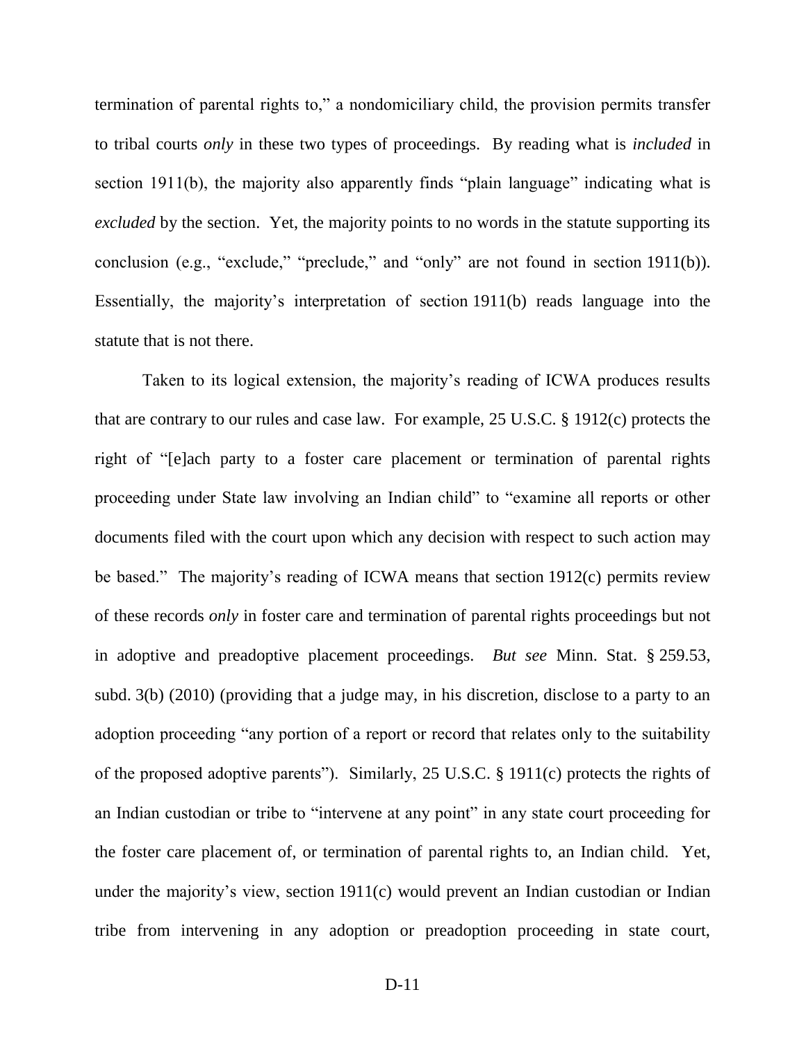termination of parental rights to," a nondomiciliary child, the provision permits transfer to tribal courts *only* in these two types of proceedings. By reading what is *included* in section 1911(b), the majority also apparently finds "plain language" indicating what is *excluded* by the section. Yet, the majority points to no words in the statute supporting its conclusion (e.g., "exclude," "preclude," and "only" are not found in section 1911(b)). Essentially, the majority's interpretation of section 1911(b) reads language into the statute that is not there.

Taken to its logical extension, the majority's reading of ICWA produces results that are contrary to our rules and case law. For example, 25 U.S.C. § 1912(c) protects the right of "[e]ach party to a foster care placement or termination of parental rights proceeding under State law involving an Indian child" to "examine all reports or other documents filed with the court upon which any decision with respect to such action may be based." The majority's reading of ICWA means that section 1912(c) permits review of these records *only* in foster care and termination of parental rights proceedings but not in adoptive and preadoptive placement proceedings. *But see* Minn. Stat. § 259.53, subd. 3(b) (2010) (providing that a judge may, in his discretion, disclose to a party to an adoption proceeding "any portion of a report or record that relates only to the suitability of the proposed adoptive parents"). Similarly, 25 U.S.C. § 1911(c) protects the rights of an Indian custodian or tribe to "intervene at any point" in any state court proceeding for the foster care placement of, or termination of parental rights to, an Indian child. Yet, under the majority's view, section 1911(c) would prevent an Indian custodian or Indian tribe from intervening in any adoption or preadoption proceeding in state court,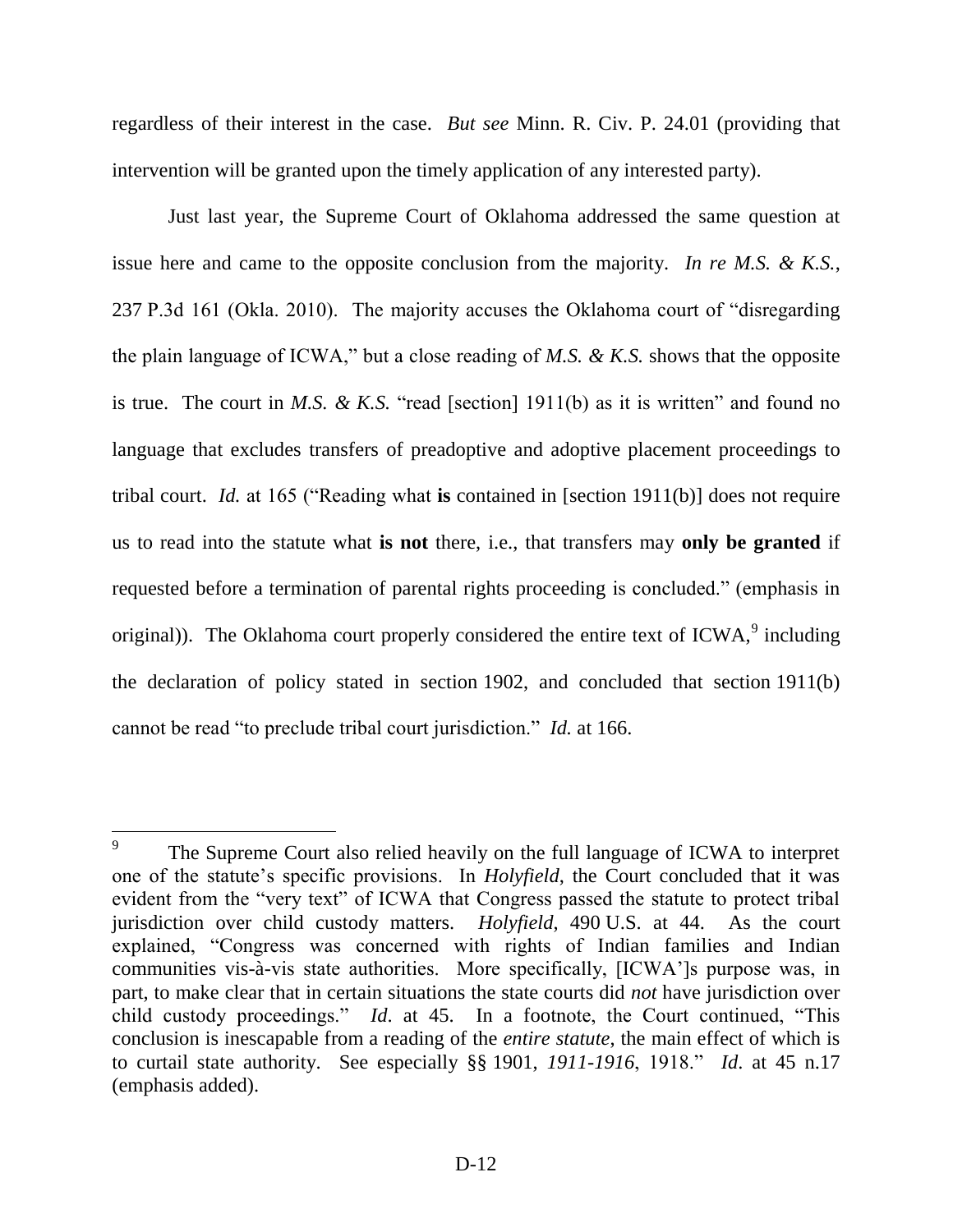regardless of their interest in the case. *But see* Minn. R. Civ. P. 24.01 (providing that intervention will be granted upon the timely application of any interested party).

Just last year, the Supreme Court of Oklahoma addressed the same question at issue here and came to the opposite conclusion from the majority. *In re M.S. & K.S.*, 237 P.3d 161 (Okla. 2010). The majority accuses the Oklahoma court of "disregarding the plain language of ICWA," but a close reading of *M.S. & K.S.* shows that the opposite is true. The court in *M.S. & K.S.* "read [section] 1911(b) as it is written" and found no language that excludes transfers of preadoptive and adoptive placement proceedings to tribal court. *Id.* at 165 ("Reading what **is** contained in [section 1911(b)] does not require us to read into the statute what **is not** there, i.e., that transfers may **only be granted** if requested before a termination of parental rights proceeding is concluded." (emphasis in original)). The Oklahoma court properly considered the entire text of ICWA,[9] including the declaration of policy stated in section 1902, and concluded that section 1911(b) cannot be read "to preclude tribal court jurisdiction." *Id.* at 166.

---

[9] The Supreme Court also relied heavily on the full language of ICWA to interpret one of the statute's specific provisions. In *Holyfield*, the Court concluded that it was evident from the "very text" of ICWA that Congress passed the statute to protect tribal jurisdiction over child custody matters. *Holyfield*, 490 U.S. at 44. As the court explained, "Congress was concerned with rights of Indian families and Indian communities vis-à-vis state authorities. More specifically, [ICWA']s purpose was, in part, to make clear that in certain situations the state courts did *not* have jurisdiction over child custody proceedings." *Id.* at 45. In a footnote, the Court continued, "This conclusion is inescapable from a reading of the *entire statute*, the main effect of which is to curtail state authority. See especially §§ 1901, *1911-1916*, 1918." *Id.* at 45 n.17 (emphasis added).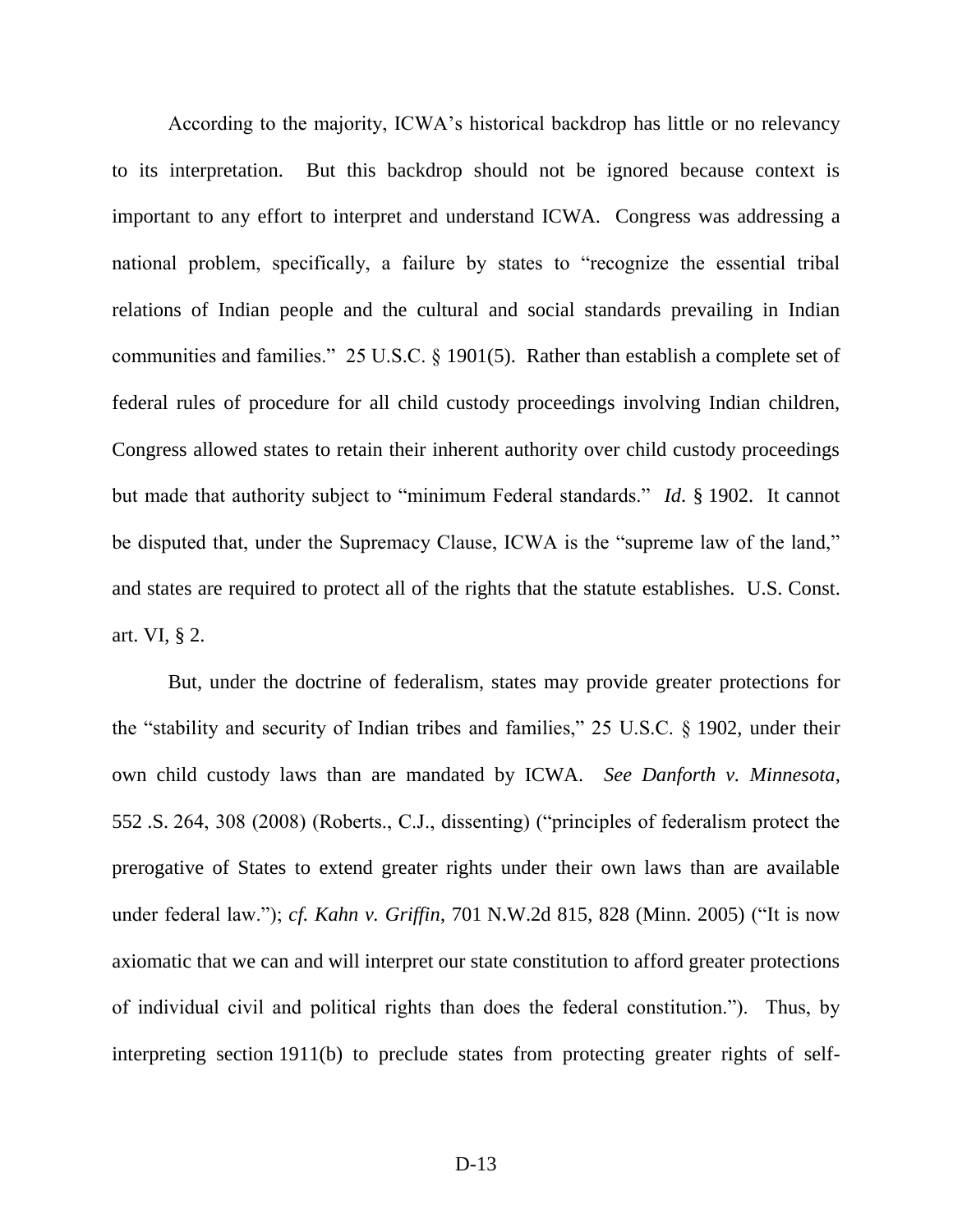According to the majority, ICWA's historical backdrop has little or no relevancy to its interpretation. But this backdrop should not be ignored because context is important to any effort to interpret and understand ICWA. Congress was addressing a national problem, specifically, a failure by states to "recognize the essential tribal relations of Indian people and the cultural and social standards prevailing in Indian communities and families." 25 U.S.C. § 1901(5). Rather than establish a complete set of federal rules of procedure for all child custody proceedings involving Indian children, Congress allowed states to retain their inherent authority over child custody proceedings but made that authority subject to "minimum Federal standards." *Id.* § 1902. It cannot be disputed that, under the Supremacy Clause, ICWA is the "supreme law of the land," and states are required to protect all of the rights that the statute establishes. U.S. Const. art. VI, § 2.

But, under the doctrine of federalism, states may provide greater protections for the "stability and security of Indian tribes and families," 25 U.S.C. § 1902, under their own child custody laws than are mandated by ICWA. *See Danforth v. Minnesota*, 552 .S. 264, 308 (2008) (Roberts., C.J., dissenting) ("principles of federalism protect the prerogative of States to extend greater rights under their own laws than are available under federal law."); *cf. Kahn v. Griffin*, 701 N.W.2d 815, 828 (Minn. 2005) ("It is now axiomatic that we can and will interpret our state constitution to afford greater protections of individual civil and political rights than does the federal constitution."). Thus, by interpreting section 1911(b) to preclude states from protecting greater rights of self-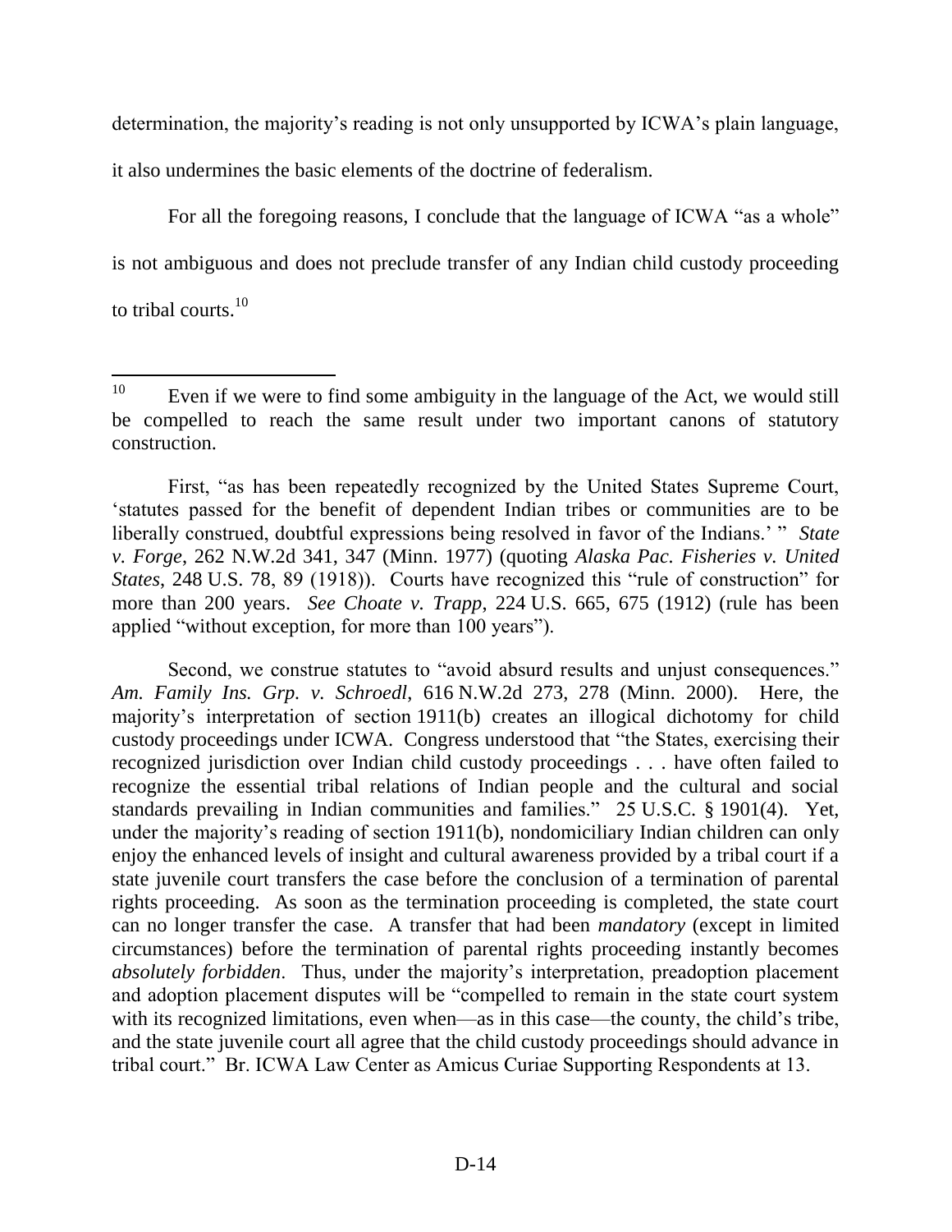determination, the majority's reading is not only unsupported by ICWA's plain language, it also undermines the basic elements of the doctrine of federalism.

For all the foregoing reasons, I conclude that the language of ICWA "as a whole" is not ambiguous and does not preclude transfer of any Indian child custody proceeding to tribal courts.[10]

---

[10] Even if we were to find some ambiguity in the language of the Act, we would still be compelled to reach the same result under two important canons of statutory construction.

First, "as has been repeatedly recognized by the United States Supreme Court, 'statutes passed for the benefit of dependent Indian tribes or communities are to be liberally construed, doubtful expressions being resolved in favor of the Indians.' " *State v. Forge*, 262 N.W.2d 341, 347 (Minn. 1977) (quoting *Alaska Pac. Fisheries v. United States*, 248 U.S. 78, 89 (1918)). Courts have recognized this "rule of construction" for more than 200 years. *See Choate v. Trapp*, 224 U.S. 665, 675 (1912) (rule has been applied "without exception, for more than 100 years").

Second, we construe statutes to "avoid absurd results and unjust consequences." *Am. Family Ins. Grp. v. Schroedl*, 616 N.W.2d 273, 278 (Minn. 2000). Here, the majority's interpretation of section 1911(b) creates an illogical dichotomy for child custody proceedings under ICWA. Congress understood that "the States, exercising their recognized jurisdiction over Indian child custody proceedings . . . have often failed to recognize the essential tribal relations of Indian people and the cultural and social standards prevailing in Indian communities and families." 25 U.S.C. § 1901(4). Yet, under the majority's reading of section 1911(b), nondomiciliary Indian children can only enjoy the enhanced levels of insight and cultural awareness provided by a tribal court if a state juvenile court transfers the case before the conclusion of a termination of parental rights proceeding. As soon as the termination proceeding is completed, the state court can no longer transfer the case. A transfer that had been *mandatory* (except in limited circumstances) before the termination of parental rights proceeding instantly becomes *absolutely forbidden*. Thus, under the majority's interpretation, preadoption placement and adoption placement disputes will be "compelled to remain in the state court system with its recognized limitations, even when—as in this case—the county, the child's tribe, and the state juvenile court all agree that the child custody proceedings should advance in tribal court." Br. ICWA Law Center as Amicus Curiae Supporting Respondents at 13.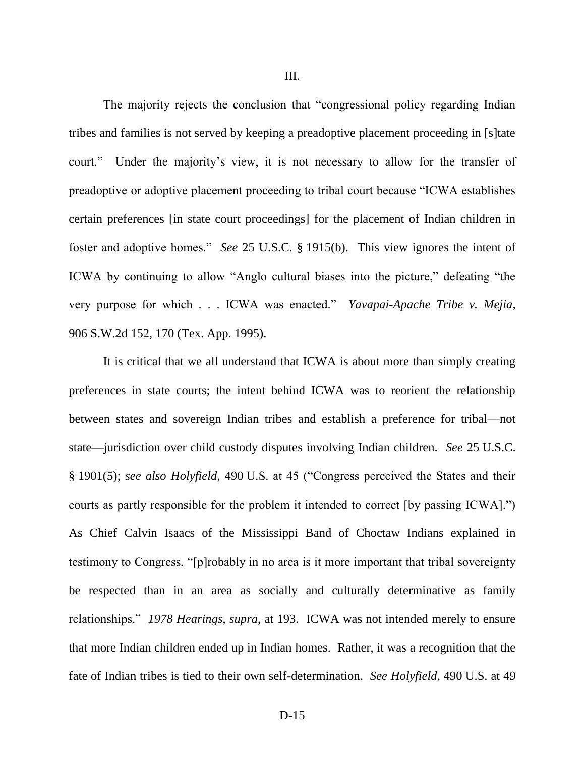## III.

The majority rejects the conclusion that "congressional policy regarding Indian tribes and families is not served by keeping a preadoptive placement proceeding in [s]tate court." Under the majority's view, it is not necessary to allow for the transfer of preadoptive or adoptive placement proceeding to tribal court because "ICWA establishes certain preferences [in state court proceedings] for the placement of Indian children in foster and adoptive homes." *See* 25 U.S.C. § 1915(b). This view ignores the intent of ICWA by continuing to allow "Anglo cultural biases into the picture," defeating "the very purpose for which . . . ICWA was enacted." *Yavapai-Apache Tribe v. Mejia*, 906 S.W.2d 152, 170 (Tex. App. 1995).

It is critical that we all understand that ICWA is about more than simply creating preferences in state courts; the intent behind ICWA was to reorient the relationship between states and sovereign Indian tribes and establish a preference for tribal—not state—jurisdiction over child custody disputes involving Indian children. *See* 25 U.S.C. § 1901(5); *see also Holyfield*, 490 U.S. at 45 ("Congress perceived the States and their courts as partly responsible for the problem it intended to correct [by passing ICWA].") As Chief Calvin Isaacs of the Mississippi Band of Choctaw Indians explained in testimony to Congress, "[p]robably in no area is it more important that tribal sovereignty be respected than in an area as socially and culturally determinative as family relationships." *1978 Hearings*, *supra*, at 193. ICWA was not intended merely to ensure that more Indian children ended up in Indian homes. Rather, it was a recognition that the fate of Indian tribes is tied to their own self-determination. *See Holyfield*, 490 U.S. at 49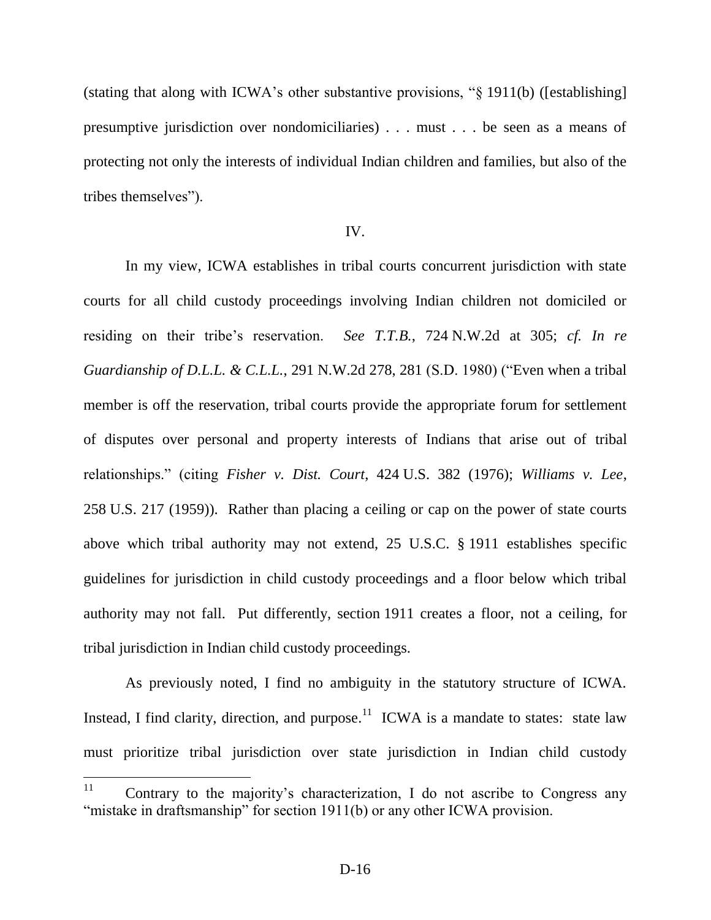(stating that along with ICWA's other substantive provisions, "§ 1911(b) ([establishing] presumptive jurisdiction over nondomiciliaries) . . . must . . . be seen as a means of protecting not only the interests of individual Indian children and families, but also of the tribes themselves").

IV.

In my view, ICWA establishes in tribal courts concurrent jurisdiction with state courts for all child custody proceedings involving Indian children not domiciled or residing on their tribe's reservation. *See T.T.B.*, 724 N.W.2d at 305; *cf. In re Guardianship of D.L.L. & C.L.L.*, 291 N.W.2d 278, 281 (S.D. 1980) ("Even when a tribal member is off the reservation, tribal courts provide the appropriate forum for settlement of disputes over personal and property interests of Indians that arise out of tribal relationships." (citing *Fisher v. Dist. Court*, 424 U.S. 382 (1976); *Williams v. Lee*, 258 U.S. 217 (1959)). Rather than placing a ceiling or cap on the power of state courts above which tribal authority may not extend, 25 U.S.C. § 1911 establishes specific guidelines for jurisdiction in child custody proceedings and a floor below which tribal authority may not fall. Put differently, section 1911 creates a floor, not a ceiling, for tribal jurisdiction in Indian child custody proceedings.

As previously noted, I find no ambiguity in the statutory structure of ICWA. Instead, I find clarity, direction, and purpose.[11] ICWA is a mandate to states: state law must prioritize tribal jurisdiction over state jurisdiction in Indian child custody

[11] Contrary to the majority's characterization, I do not ascribe to Congress any "mistake in draftsmanship" for section 1911(b) or any other ICWA provision.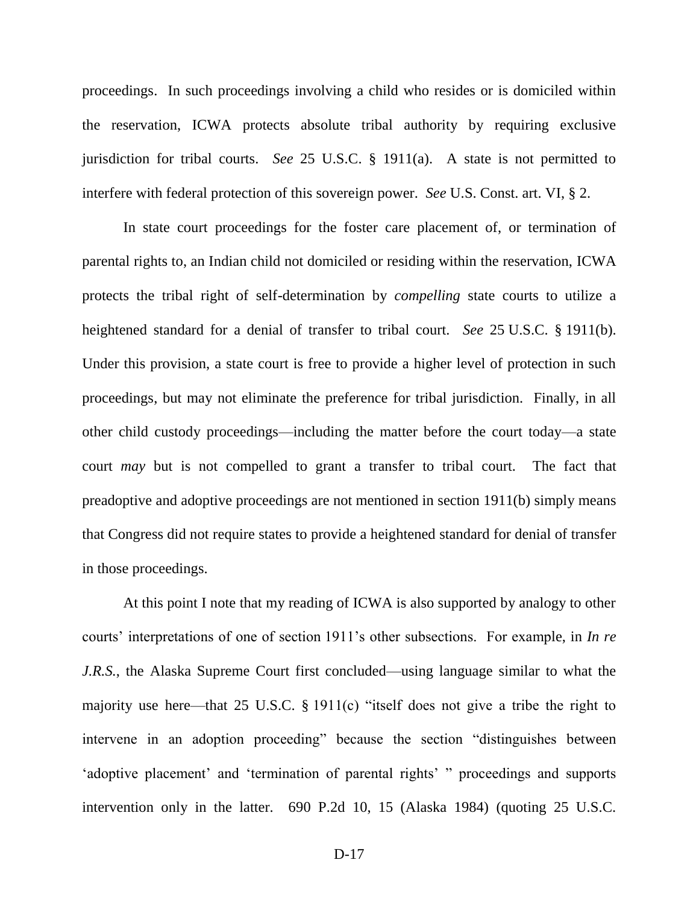proceedings. In such proceedings involving a child who resides or is domiciled within the reservation, ICWA protects absolute tribal authority by requiring exclusive jurisdiction for tribal courts. *See* 25 U.S.C. § 1911(a). A state is not permitted to interfere with federal protection of this sovereign power. *See* U.S. Const. art. VI, § 2.

In state court proceedings for the foster care placement of, or termination of parental rights to, an Indian child not domiciled or residing within the reservation, ICWA protects the tribal right of self-determination by *compelling* state courts to utilize a heightened standard for a denial of transfer to tribal court. *See* 25 U.S.C. § 1911(b). Under this provision, a state court is free to provide a higher level of protection in such proceedings, but may not eliminate the preference for tribal jurisdiction. Finally, in all other child custody proceedings—including the matter before the court today—a state court *may* but is not compelled to grant a transfer to tribal court. The fact that preadoptive and adoptive proceedings are not mentioned in section 1911(b) simply means that Congress did not require states to provide a heightened standard for denial of transfer in those proceedings.

At this point I note that my reading of ICWA is also supported by analogy to other courts' interpretations of one of section 1911's other subsections. For example, in *In re J.R.S.*, the Alaska Supreme Court first concluded—using language similar to what the majority use here—that 25 U.S.C. § 1911(c) "itself does not give a tribe the right to intervene in an adoption proceeding" because the section "distinguishes between 'adoptive placement' and 'termination of parental rights' " proceedings and supports intervention only in the latter. 690 P.2d 10, 15 (Alaska 1984) (quoting 25 U.S.C.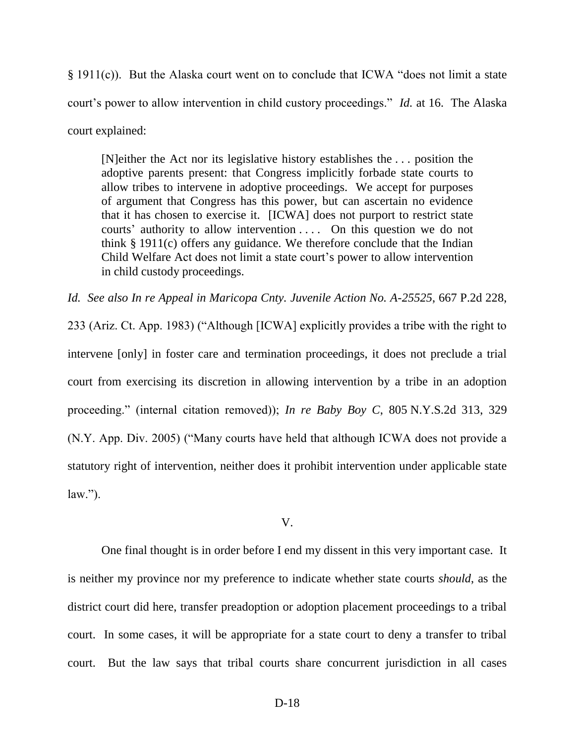§ 1911(c)). But the Alaska court went on to conclude that ICWA "does not limit a state court's power to allow intervention in child custory proceedings." *Id.* at 16. The Alaska court explained:

> [N]either the Act nor its legislative history establishes the . . . position the adoptive parents present: that Congress implicitly forbade state courts to allow tribes to intervene in adoptive proceedings. We accept for purposes of argument that Congress has this power, but can ascertain no evidence that it has chosen to exercise it. [ICWA] does not purport to restrict state courts' authority to allow intervention . . . . On this question we do not think § 1911(c) offers any guidance. We therefore conclude that the Indian Child Welfare Act does not limit a state court's power to allow intervention in child custody proceedings.

*Id. See also In re Appeal in Maricopa Cnty. Juvenile Action No. A-25525*, 667 P.2d 228, 233 (Ariz. Ct. App. 1983) ("Although [ICWA] explicitly provides a tribe with the right to intervene [only] in foster care and termination proceedings, it does not preclude a trial court from exercising its discretion in allowing intervention by a tribe in an adoption proceeding." (internal citation removed)); *In re Baby Boy C*, 805 N.Y.S.2d 313, 329 (N.Y. App. Div. 2005) ("Many courts have held that although ICWA does not provide a statutory right of intervention, neither does it prohibit intervention under applicable state law.").

## V.

One final thought is in order before I end my dissent in this very important case. It is neither my province nor my preference to indicate whether state courts *should*, as the district court did here, transfer preadoption or adoption placement proceedings to a tribal court. In some cases, it will be appropriate for a state court to deny a transfer to tribal court. But the law says that tribal courts share concurrent jurisdiction in all cases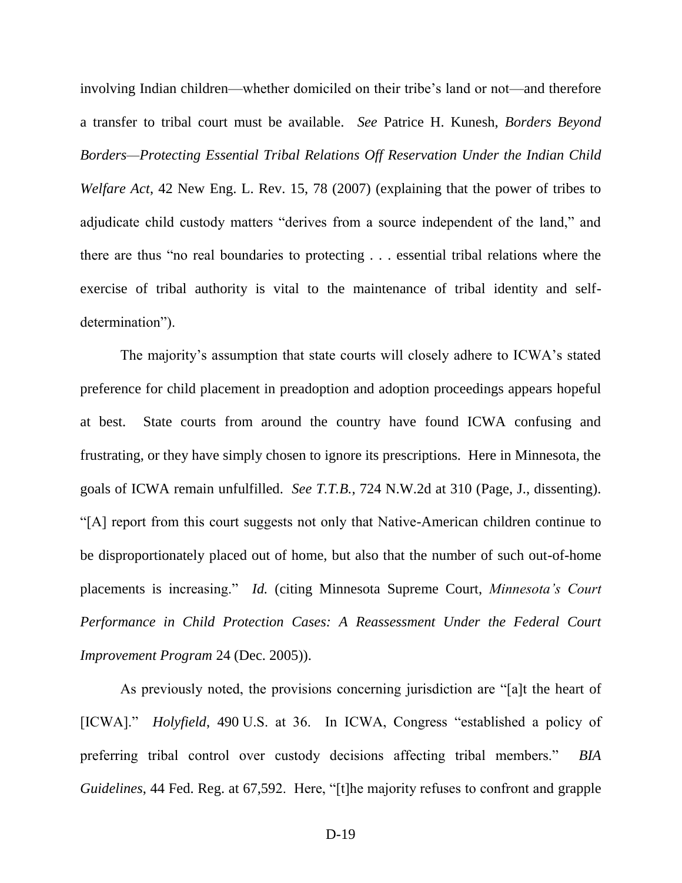involving Indian children—whether domiciled on their tribe's land or not—and therefore a transfer to tribal court must be available. *See* Patrice H. Kunesh, *Borders Beyond Borders—Protecting Essential Tribal Relations Off Reservation Under the Indian Child Welfare Act*, 42 New Eng. L. Rev. 15, 78 (2007) (explaining that the power of tribes to adjudicate child custody matters "derives from a source independent of the land," and there are thus "no real boundaries to protecting . . . essential tribal relations where the exercise of tribal authority is vital to the maintenance of tribal identity and self-determination").

The majority's assumption that state courts will closely adhere to ICWA's stated preference for child placement in preadoption and adoption proceedings appears hopeful at best. State courts from around the country have found ICWA confusing and frustrating, or they have simply chosen to ignore its prescriptions. Here in Minnesota, the goals of ICWA remain unfulfilled. *See T.T.B.*, 724 N.W.2d at 310 (Page, J., dissenting). "[A] report from this court suggests not only that Native-American children continue to be disproportionately placed out of home, but also that the number of such out-of-home placements is increasing." *Id.* (citing Minnesota Supreme Court, *Minnesota's Court Performance in Child Protection Cases: A Reassessment Under the Federal Court Improvement Program* 24 (Dec. 2005)).

As previously noted, the provisions concerning jurisdiction are "[a]t the heart of [ICWA]." *Holyfield*, 490 U.S. at 36. In ICWA, Congress "established a policy of preferring tribal control over custody decisions affecting tribal members." *BIA Guidelines*, 44 Fed. Reg. at 67,592. Here, "[t]he majority refuses to confront and grapple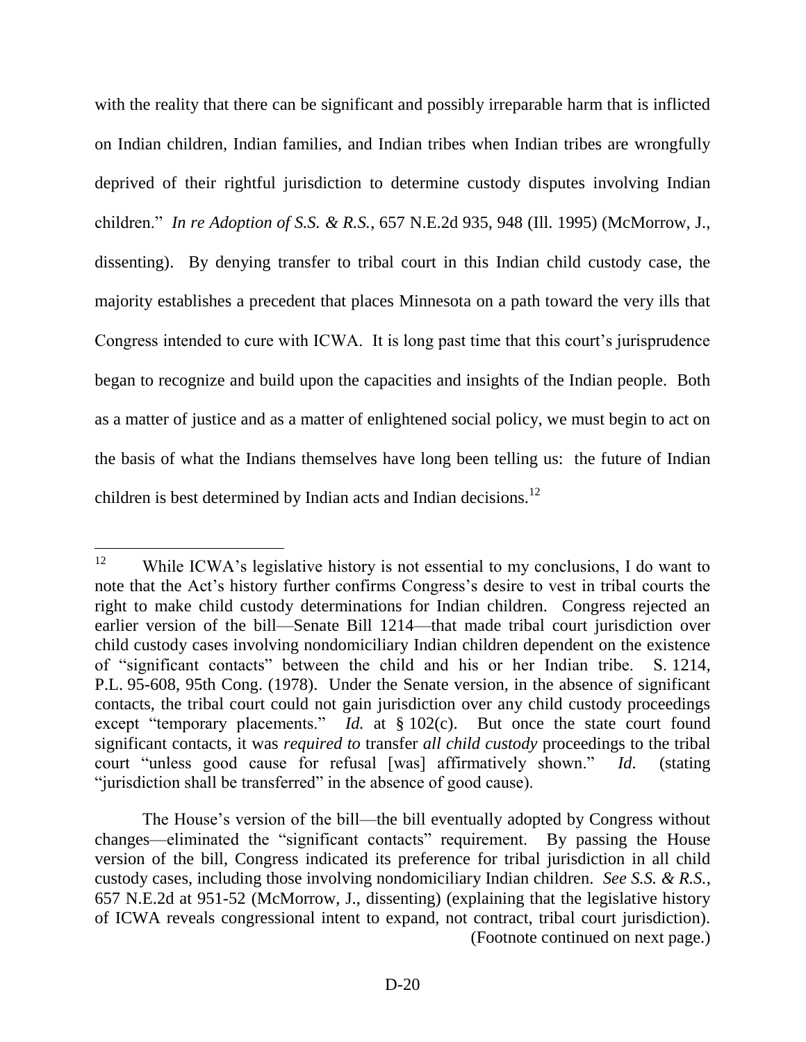with the reality that there can be significant and possibly irreparable harm that is inflicted on Indian children, Indian families, and Indian tribes when Indian tribes are wrongfully deprived of their rightful jurisdiction to determine custody disputes involving Indian children." *In re Adoption of S.S. & R.S.*, 657 N.E.2d 935, 948 (Ill. 1995) (McMorrow, J., dissenting). By denying transfer to tribal court in this Indian child custody case, the majority establishes a precedent that places Minnesota on a path toward the very ills that Congress intended to cure with ICWA. It is long past time that this court's jurisprudence began to recognize and build upon the capacities and insights of the Indian people. Both as a matter of justice and as a matter of enlightened social policy, we must begin to act on the basis of what the Indians themselves have long been telling us: the future of Indian children is best determined by Indian acts and Indian decisions.[12]

---

[12] While ICWA's legislative history is not essential to my conclusions, I do want to note that the Act's history further confirms Congress's desire to vest in tribal courts the right to make child custody determinations for Indian children. Congress rejected an earlier version of the bill—Senate Bill 1214—that made tribal court jurisdiction over child custody cases involving nondomiciliary Indian children dependent on the existence of "significant contacts" between the child and his or her Indian tribe. S. 1214, P.L. 95-608, 95th Cong. (1978). Under the Senate version, in the absence of significant contacts, the tribal court could not gain jurisdiction over any child custody proceedings except "temporary placements." *Id.* at § 102(c). But once the state court found significant contacts, it was *required to* transfer *all child custody* proceedings to the tribal court "unless good cause for refusal [was] affirmatively shown." *Id.* (stating "jurisdiction shall be transferred" in the absence of good cause).

The House's version of the bill—the bill eventually adopted by Congress without changes—eliminated the "significant contacts" requirement. By passing the House version of the bill, Congress indicated its preference for tribal jurisdiction in all child custody cases, including those involving nondomiciliary Indian children. *See S.S. & R.S.*, 657 N.E.2d at 951-52 (McMorrow, J., dissenting) (explaining that the legislative history of ICWA reveals congressional intent to expand, not contract, tribal court jurisdiction). (Footnote continued on next page.)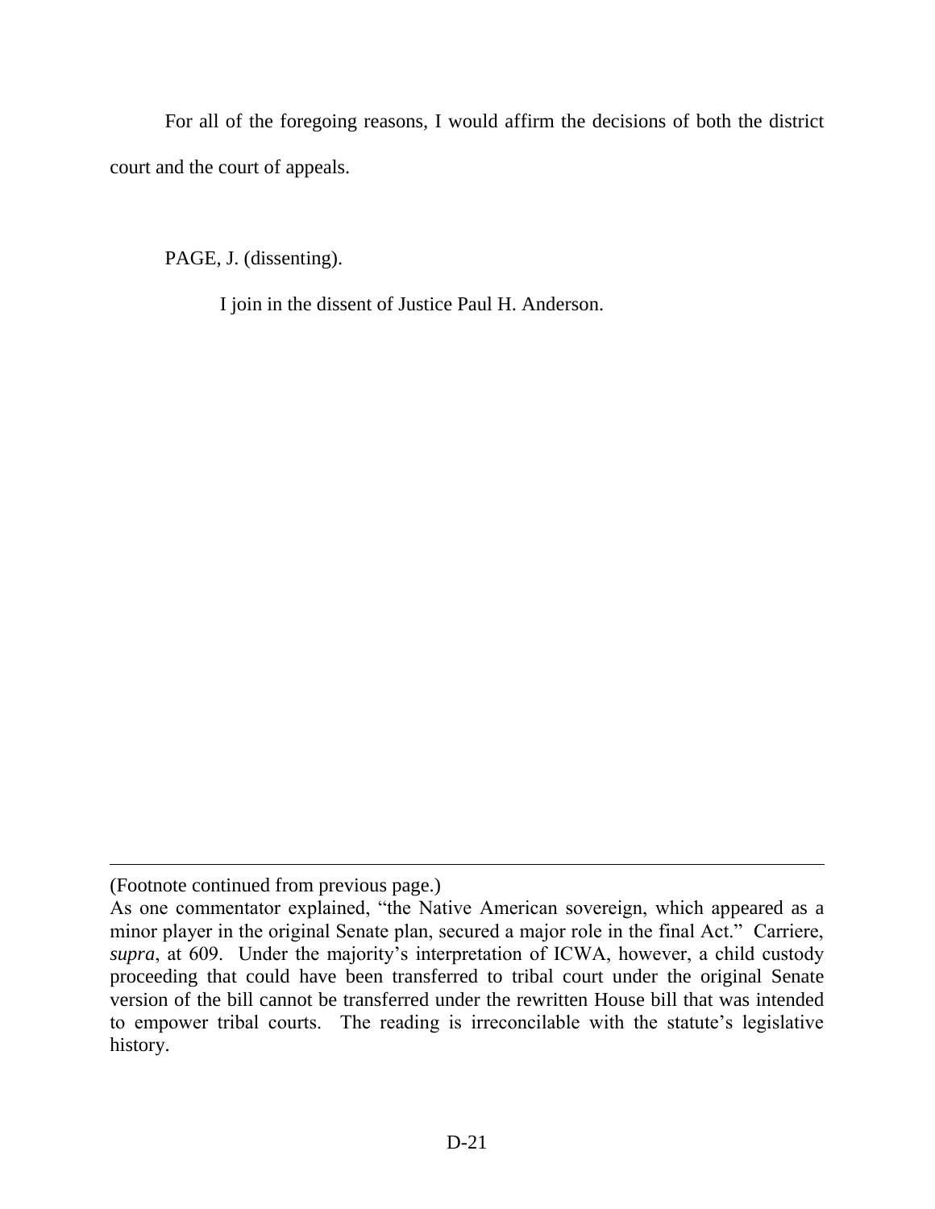For all of the foregoing reasons, I would affirm the decisions of both the district court and the court of appeals.

PAGE, J. (dissenting).

I join in the dissent of Justice Paul H. Anderson.

---

(Footnote continued from previous page.)
As one commentator explained, "the Native American sovereign, which appeared as a minor player in the original Senate plan, secured a major role in the final Act." Carriere, *supra*, at 609. Under the majority's interpretation of ICWA, however, a child custody proceeding that could have been transferred to tribal court under the original Senate version of the bill cannot be transferred under the rewritten House bill that was intended to empower tribal courts. The reading is irreconcilable with the statute's legislative history.